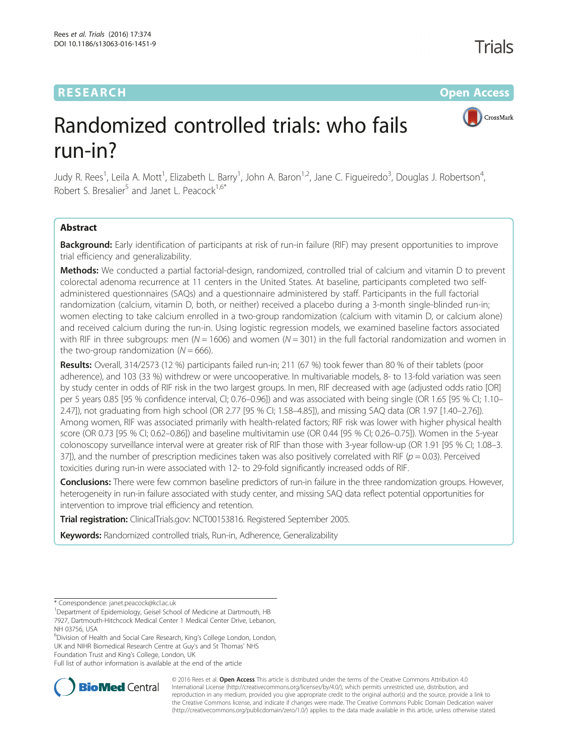RESEARCH Open Access

# Randomized controlled trials: who fails run-in?

Judy R. Rees[1], Leila A. Mott[1], Elizabeth L. Barry[1], John A. Baron[1,2], Jane C. Figueiredo[3], Douglas J. Robertson[4], Robert S. Bresalier[5] and Janet L. Peacock[1,6*]

## Abstract

**Background:** Early identification of participants at risk of run-in failure (RIF) may present opportunities to improve trial efficiency and generalizability.

**Methods:** We conducted a partial factorial-design, randomized, controlled trial of calcium and vitamin D to prevent colorectal adenoma recurrence at 11 centers in the United States. At baseline, participants completed two self-administered questionnaires (SAQs) and a questionnaire administered by staff. Participants in the full factorial randomization (calcium, vitamin D, both, or neither) received a placebo during a 3-month single-blinded run-in; women electing to take calcium enrolled in a two-group randomization (calcium with vitamin D, or calcium alone) and received calcium during the run-in. Using logistic regression models, we examined baseline factors associated with RIF in three subgroups: men ($N = 1606$) and women ($N = 301$) in the full factorial randomization and women in the two-group randomization ($N = 666$).

**Results:** Overall, 314/2573 (12 %) participants failed run-in; 211 (67 %) took fewer than 80 % of their tablets (poor adherence), and 103 (33 %) withdrew or were uncooperative. In multivariable models, 8- to 13-fold variation was seen by study center in odds of RIF risk in the two largest groups. In men, RIF decreased with age (adjusted odds ratio [OR] per 5 years 0.85 [95 % confidence interval, CI; 0.76–0.96]) and was associated with being single (OR 1.65 [95 % CI; 1.10–2.47]), not graduating from high school (OR 2.77 [95 % CI; 1.58–4.85]), and missing SAQ data (OR 1.97 [1.40–2.76]). Among women, RIF was associated primarily with health-related factors; RIF risk was lower with higher physical health score (OR 0.73 [95 % CI; 0.62–0.86]) and baseline multivitamin use (OR 0.44 [95 % CI; 0.26–0.75]). Women in the 5-year colonoscopy surveillance interval were at greater risk of RIF than those with 3-year follow-up (OR 1.91 [95 % CI; 1.08–3.37]), and the number of prescription medicines taken was also positively correlated with RIF ($p = 0.03$). Perceived toxicities during run-in were associated with 12- to 29-fold significantly increased odds of RIF.

**Conclusions:** There were few common baseline predictors of run-in failure in the three randomization groups. However, heterogeneity in run-in failure associated with study center, and missing SAQ data reflect potential opportunities for intervention to improve trial efficiency and retention.

**Trial registration:** ClinicalTrials.gov: NCT00153816. Registered September 2005.

**Keywords:** Randomized controlled trials, Run-in, Adherence, Generalizability

---

* Correspondence: janet.peacock@kcl.ac.uk

[1]Department of Epidemiology, Geisel School of Medicine at Dartmouth, HB 7927, Dartmouth-Hitchcock Medical Center 1 Medical Center Drive, Lebanon, NH 03756, USA

[6]Division of Health and Social Care Research, King's College London, London, UK and NIHR Biomedical Research Centre at Guy's and St Thomas' NHS Foundation Trust and King's College, London, UK

Full list of author information is available at the end of the article

© 2016 Rees et al. **Open Access** This article is distributed under the terms of the Creative Commons Attribution 4.0 International License (http://creativecommons.org/licenses/by/4.0/), which permits unrestricted use, distribution, and reproduction in any medium, provided you give appropriate credit to the original author(s) and the source, provide a link to the Creative Commons license, and indicate if changes were made. The Creative Commons Public Domain Dedication waiver (http://creativecommons.org/publicdomain/zero/1.0/) applies to the data made available in this article, unless otherwise stated.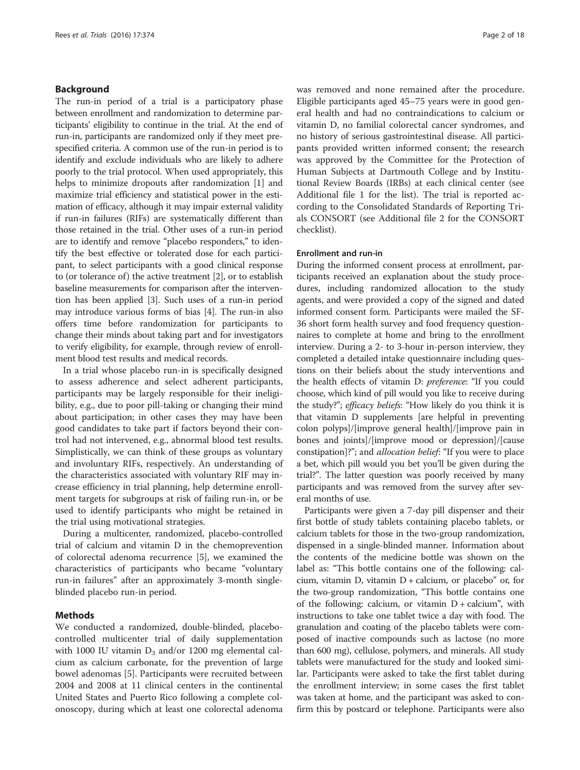## Background

The run-in period of a trial is a participatory phase between enrollment and randomization to determine participants' eligibility to continue in the trial. At the end of run-in, participants are randomized only if they meet prespecified criteria. A common use of the run-in period is to identify and exclude individuals who are likely to adhere poorly to the trial protocol. When used appropriately, this helps to minimize dropouts after randomization [1] and maximize trial efficiency and statistical power in the estimation of efficacy, although it may impair external validity if run-in failures (RIFs) are systematically different than those retained in the trial. Other uses of a run-in period are to identify and remove "placebo responders," to identify the best effective or tolerated dose for each participant, to select participants with a good clinical response to (or tolerance of) the active treatment [2], or to establish baseline measurements for comparison after the intervention has been applied [3]. Such uses of a run-in period may introduce various forms of bias [4]. The run-in also offers time before randomization for participants to change their minds about taking part and for investigators to verify eligibility, for example, through review of enrollment blood test results and medical records.

In a trial whose placebo run-in is specifically designed to assess adherence and select adherent participants, participants may be largely responsible for their ineligibility, e.g., due to poor pill-taking or changing their mind about participation; in other cases they may have been good candidates to take part if factors beyond their control had not intervened, e.g., abnormal blood test results. Simplistically, we can think of these groups as voluntary and involuntary RIFs, respectively. An understanding of the characteristics associated with voluntary RIF may increase efficiency in trial planning, help determine enrollment targets for subgroups at risk of failing run-in, or be used to identify participants who might be retained in the trial using motivational strategies.

During a multicenter, randomized, placebo-controlled trial of calcium and vitamin D in the chemoprevention of colorectal adenoma recurrence [5], we examined the characteristics of participants who became "voluntary run-in failures" after an approximately 3-month single-blinded placebo run-in period.

## Methods

We conducted a randomized, double-blinded, placebo-controlled multicenter trial of daily supplementation with 1000 IU vitamin $D_3$ and/or 1200 mg elemental calcium as calcium carbonate, for the prevention of large bowel adenomas [5]. Participants were recruited between 2004 and 2008 at 11 clinical centers in the continental United States and Puerto Rico following a complete colonoscopy, during which at least one colorectal adenoma was removed and none remained after the procedure. Eligible participants aged 45–75 years were in good general health and had no contraindications to calcium or vitamin D, no familial colorectal cancer syndromes, and no history of serious gastrointestinal disease. All participants provided written informed consent; the research was approved by the Committee for the Protection of Human Subjects at Dartmouth College and by Institutional Review Boards (IRBs) at each clinical center (see Additional file 1 for the list). The trial is reported according to the Consolidated Standards of Reporting Trials CONSORT (see Additional file 2 for the CONSORT checklist).

### Enrollment and run-in

During the informed consent process at enrollment, participants received an explanation about the study procedures, including randomized allocation to the study agents, and were provided a copy of the signed and dated informed consent form. Participants were mailed the SF-36 short form health survey and food frequency questionnaires to complete at home and bring to the enrollment interview. During a 2- to 3-hour in-person interview, they completed a detailed intake questionnaire including questions on their beliefs about the study interventions and the health effects of vitamin D: *preference*: "If you could choose, which kind of pill would you like to receive during the study?"; *efficacy beliefs*: "How likely do you think it is that vitamin D supplements [are helpful in preventing colon polyps]/[improve general health]/[improve pain in bones and joints]/[improve mood or depression]/[cause constipation]?"; and *allocation belief*: "If you were to place a bet, which pill would you bet you'll be given during the trial?". The latter question was poorly received by many participants and was removed from the survey after several months of use.

Participants were given a 7-day pill dispenser and their first bottle of study tablets containing placebo tablets, or calcium tablets for those in the two-group randomization, dispensed in a single-blinded manner. Information about the contents of the medicine bottle was shown on the label as: "This bottle contains one of the following: calcium, vitamin D, vitamin D + calcium, or placebo" or, for the two-group randomization, "This bottle contains one of the following: calcium, or vitamin D + calcium", with instructions to take one tablet twice a day with food. The granulation and coating of the placebo tablets were composed of inactive compounds such as lactose (no more than 600 mg), cellulose, polymers, and minerals. All study tablets were manufactured for the study and looked similar. Participants were asked to take the first tablet during the enrollment interview; in some cases the first tablet was taken at home, and the participant was asked to confirm this by postcard or telephone. Participants were also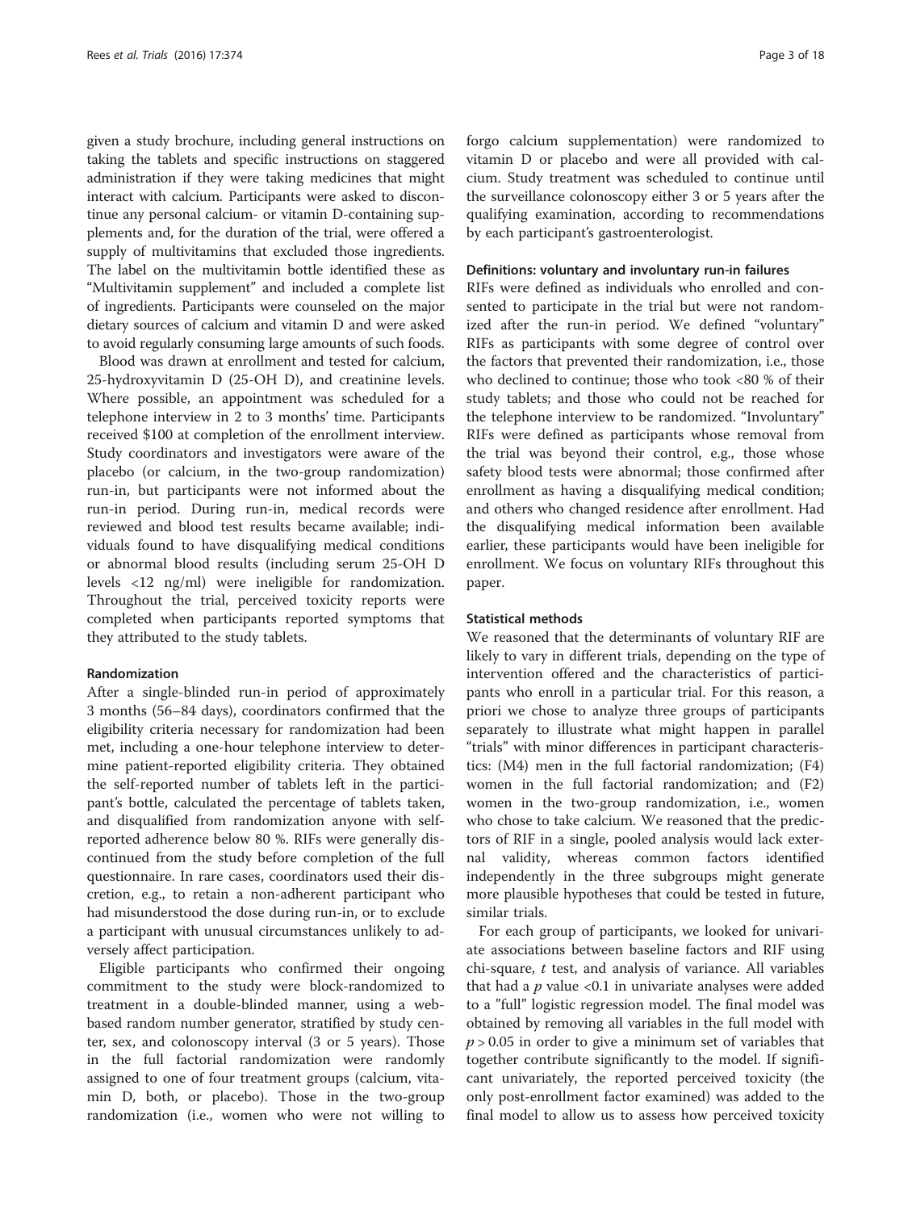given a study brochure, including general instructions on taking the tablets and specific instructions on staggered administration if they were taking medicines that might interact with calcium. Participants were asked to discontinue any personal calcium- or vitamin D-containing supplements and, for the duration of the trial, were offered a supply of multivitamins that excluded those ingredients. The label on the multivitamin bottle identified these as "Multivitamin supplement" and included a complete list of ingredients. Participants were counseled on the major dietary sources of calcium and vitamin D and were asked to avoid regularly consuming large amounts of such foods.

Blood was drawn at enrollment and tested for calcium, 25-hydroxyvitamin D (25-OH D), and creatinine levels. Where possible, an appointment was scheduled for a telephone interview in 2 to 3 months' time. Participants received $100 at completion of the enrollment interview. Study coordinators and investigators were aware of the placebo (or calcium, in the two-group randomization) run-in, but participants were not informed about the run-in period. During run-in, medical records were reviewed and blood test results became available; individuals found to have disqualifying medical conditions or abnormal blood results (including serum 25-OH D levels <12 ng/ml) were ineligible for randomization. Throughout the trial, perceived toxicity reports were completed when participants reported symptoms that they attributed to the study tablets.

#### Randomization

After a single-blinded run-in period of approximately 3 months (56–84 days), coordinators confirmed that the eligibility criteria necessary for randomization had been met, including a one-hour telephone interview to determine patient-reported eligibility criteria. They obtained the self-reported number of tablets left in the participant's bottle, calculated the percentage of tablets taken, and disqualified from randomization anyone with self-reported adherence below 80 %. RIFs were generally discontinued from the study before completion of the full questionnaire. In rare cases, coordinators used their discretion, e.g., to retain a non-adherent participant who had misunderstood the dose during run-in, or to exclude a participant with unusual circumstances unlikely to adversely affect participation.

Eligible participants who confirmed their ongoing commitment to the study were block-randomized to treatment in a double-blinded manner, using a web-based random number generator, stratified by study center, sex, and colonoscopy interval (3 or 5 years). Those in the full factorial randomization were randomly assigned to one of four treatment groups (calcium, vitamin D, both, or placebo). Those in the two-group randomization (i.e., women who were not willing to forgo calcium supplementation) were randomized to vitamin D or placebo and were all provided with calcium. Study treatment was scheduled to continue until the surveillance colonoscopy either 3 or 5 years after the qualifying examination, according to recommendations by each participant's gastroenterologist.

#### Definitions: voluntary and involuntary run-in failures

RIFs were defined as individuals who enrolled and consented to participate in the trial but were not randomized after the run-in period. We defined "voluntary" RIFs as participants with some degree of control over the factors that prevented their randomization, i.e., those who declined to continue; those who took <80 % of their study tablets; and those who could not be reached for the telephone interview to be randomized. "Involuntary" RIFs were defined as participants whose removal from the trial was beyond their control, e.g., those whose safety blood tests were abnormal; those confirmed after enrollment as having a disqualifying medical condition; and others who changed residence after enrollment. Had the disqualifying medical information been available earlier, these participants would have been ineligible for enrollment. We focus on voluntary RIFs throughout this paper.

#### Statistical methods

We reasoned that the determinants of voluntary RIF are likely to vary in different trials, depending on the type of intervention offered and the characteristics of participants who enroll in a particular trial. For this reason, a priori we chose to analyze three groups of participants separately to illustrate what might happen in parallel "trials" with minor differences in participant characteristics: (M4) men in the full factorial randomization; (F4) women in the full factorial randomization; and (F2) women in the two-group randomization, i.e., women who chose to take calcium. We reasoned that the predictors of RIF in a single, pooled analysis would lack external validity, whereas common factors identified independently in the three subgroups might generate more plausible hypotheses that could be tested in future, similar trials.

For each group of participants, we looked for univariate associations between baseline factors and RIF using chi-square, *t* test, and analysis of variance. All variables that had a $p$ value <0.1 in univariate analyses were added to a "full" logistic regression model. The final model was obtained by removing all variables in the full model with $p > 0.05$ in order to give a minimum set of variables that together contribute significantly to the model. If significant univariately, the reported perceived toxicity (the only post-enrollment factor examined) was added to the final model to allow us to assess how perceived toxicity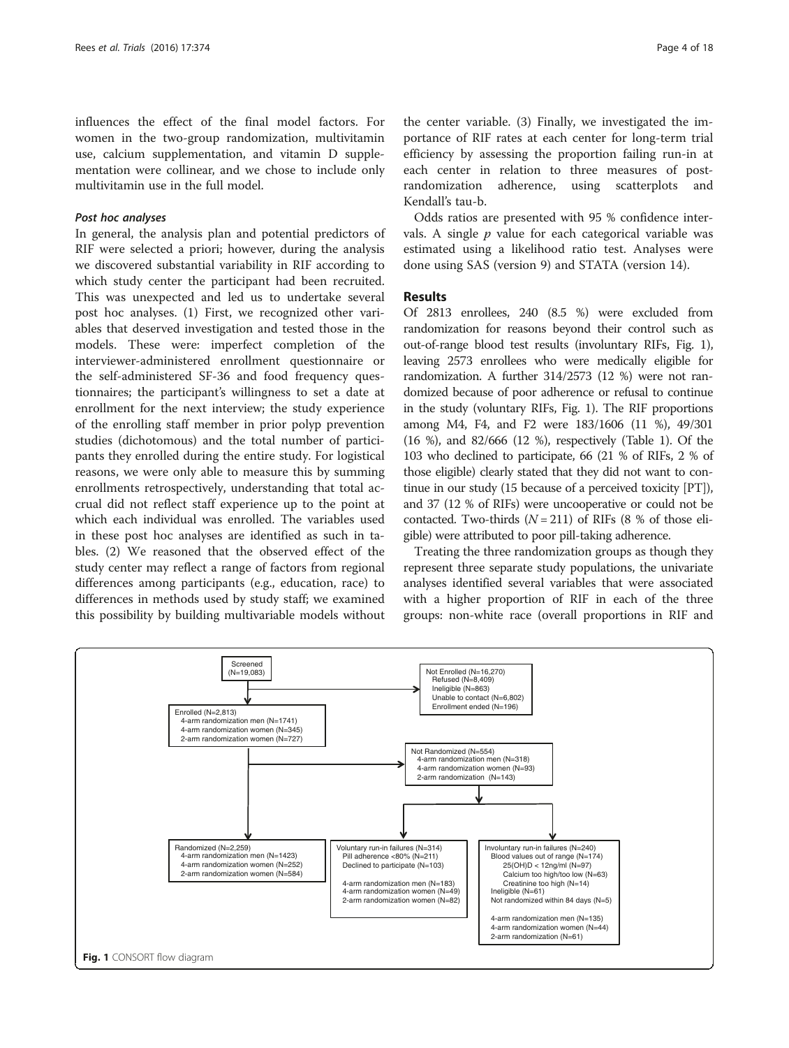influences the effect of the final model factors. For women in the two-group randomization, multivitamin use, calcium supplementation, and vitamin D supplementation were collinear, and we chose to include only multivitamin use in the full model.

#### *Post hoc analyses*

In general, the analysis plan and potential predictors of RIF were selected a priori; however, during the analysis we discovered substantial variability in RIF according to which study center the participant had been recruited. This was unexpected and led us to undertake several post hoc analyses. (1) First, we recognized other variables that deserved investigation and tested those in the models. These were: imperfect completion of the interviewer-administered enrollment questionnaire or the self-administered SF-36 and food frequency questionnaires; the participant's willingness to set a date at enrollment for the next interview; the study experience of the enrolling staff member in prior polyp prevention studies (dichotomous) and the total number of participants they enrolled during the entire study. For logistical reasons, we were only able to measure this by summing enrollments retrospectively, understanding that total accrual did not reflect staff experience up to the point at which each individual was enrolled. The variables used in these post hoc analyses are identified as such in tables. (2) We reasoned that the observed effect of the study center may reflect a range of factors from regional differences among participants (e.g., education, race) to differences in methods used by study staff; we examined this possibility by building multivariable models without the center variable. (3) Finally, we investigated the importance of RIF rates at each center for long-term trial efficiency by assessing the proportion failing run-in at each center in relation to three measures of post-randomization adherence, using scatterplots and Kendall's tau-b.

Odds ratios are presented with 95 % confidence intervals. A single $p$ value for each categorical variable was estimated using a likelihood ratio test. Analyses were done using SAS (version 9) and STATA (version 14).

## Results

Of 2813 enrollees, 240 (8.5 %) were excluded from randomization for reasons beyond their control such as out-of-range blood test results (involuntary RIFs, Fig. 1), leaving 2573 enrollees who were medically eligible for randomization. A further 314/2573 (12 %) were not randomized because of poor adherence or refusal to continue in the study (voluntary RIFs, Fig. 1). The RIF proportions among M4, F4, and F2 were 183/1606 (11 %), 49/301 (16 %), and 82/666 (12 %), respectively (Table 1). Of the 103 who declined to participate, 66 (21 % of RIFs, 2 % of those eligible) clearly stated that they did not want to continue in our study (15 because of a perceived toxicity [PT]), and 37 (12 % of RIFs) were uncooperative or could not be contacted. Two-thirds ($N = 211$) of RIFs (8 % of those eligible) were attributed to poor pill-taking adherence.

Treating the three randomization groups as though they represent three separate study populations, the univariate analyses identified several variables that were associated with a higher proportion of RIF in each of the three groups: non-white race (overall proportions in RIF and

Screened (N=19,083)

Not Enrolled (N=16,270)
- Refused (N=8,409)
- Ineligible (N=863)
- Unable to contact (N=6,802)
- Enrollment ended (N=196)

Enrolled (N=2,813)
- 4-arm randomization men (N=1741)
- 4-arm randomization women (N=345)
- 2-arm randomization women (N=727)

Not Randomized (N=554)
- 4-arm randomization men (N=318)
- 4-arm randomization women (N=93)
- 2-arm randomization (N=143)

Randomized (N=2,259)
- 4-arm randomization men (N=1423)
- 4-arm randomization women (N=252)
- 2-arm randomization women (N=584)

Voluntary run-in failures (N=314)
- Pill adherence <80% (N=211)
- Declined to participate (N=103)
- 4-arm randomization men (N=183)
- 4-arm randomization women (N=49)
- 2-arm randomization women (N=82)

Involuntary run-in failures (N=240)
- Blood values out of range (N=174)
  - 25(OH)D < 12ng/ml (N=97)
  - Calcium too high/too low (N=63)
  - Creatinine too high (N=14)
- Ineligible (N=61)
- Not randomized within 84 days (N=5)
- 4-arm randomization men (N=135)
- 4-arm randomization women (N=44)
- 2-arm randomization (N=61)

**Fig. 1** CONSORT flow diagram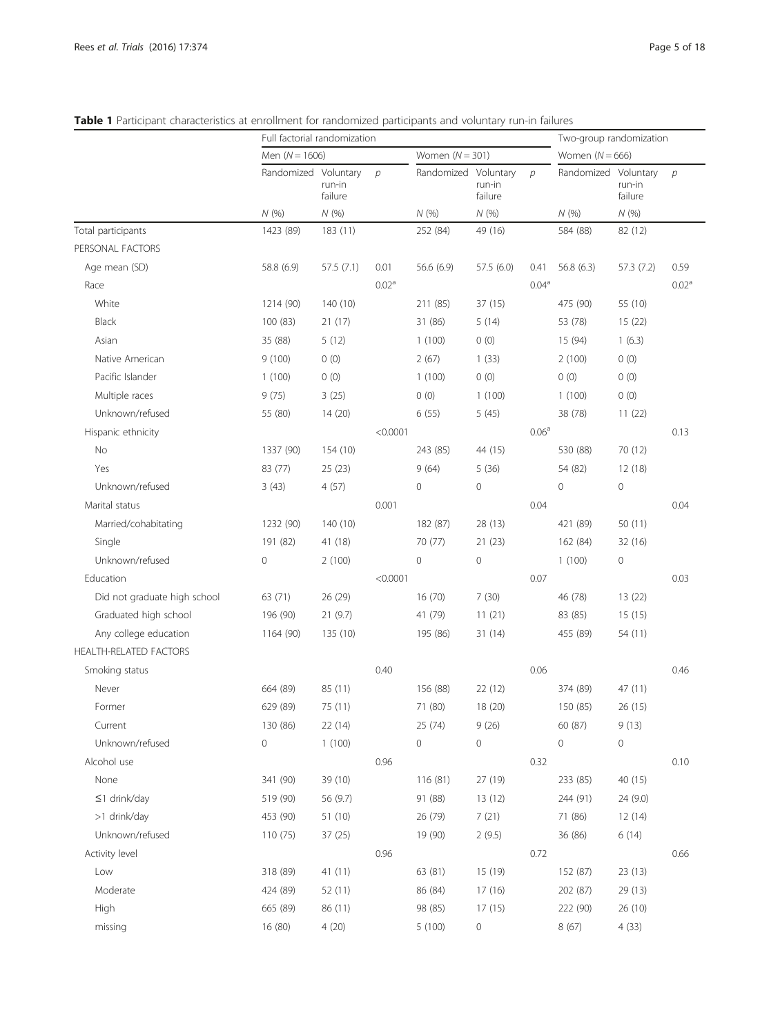**Table 1** Participant characteristics at enrollment for randomized participants and voluntary run-in failures

| | Full factorial randomization | | | | | | Two-group randomization | | |
|---|---|---|---|---|---|---|---|---|---|
| | Men (N = 1606) | | | Women (N = 301) | | | Women (N = 666) | | |
| | Randomized | Voluntary run-in failure | p | Randomized | Voluntary run-in failure | p | Randomized | Voluntary run-in failure | p |
| | N (%) | N (%) | | N (%) | N (%) | | N (%) | N (%) | |
| Total participants | 1423 (89) | 183 (11) | | 252 (84) | 49 (16) | | 584 (88) | 82 (12) | |
| PERSONAL FACTORS | | | | | | | | | |
| Age mean (SD) | 58.8 (6.9) | 57.5 (7.1) | 0.01 | 56.6 (6.9) | 57.5 (6.0) | 0.41 | 56.8 (6.3) | 57.3 (7.2) | 0.59 |
| Race | | | 0.02[a] | | | 0.04[a] | | | 0.02[a] |
| White | 1214 (90) | 140 (10) | | 211 (85) | 37 (15) | | 475 (90) | 55 (10) | |
| Black | 100 (83) | 21 (17) | | 31 (86) | 5 (14) | | 53 (78) | 15 (22) | |
| Asian | 35 (88) | 5 (12) | | 1 (100) | 0 (0) | | 15 (94) | 1 (6.3) | |
| Native American | 9 (100) | 0 (0) | | 2 (67) | 1 (33) | | 2 (100) | 0 (0) | |
| Pacific Islander | 1 (100) | 0 (0) | | 1 (100) | 0 (0) | | 0 (0) | 0 (0) | |
| Multiple races | 9 (75) | 3 (25) | | 0 (0) | 1 (100) | | 1 (100) | 0 (0) | |
| Unknown/refused | 55 (80) | 14 (20) | | 6 (55) | 5 (45) | | 38 (78) | 11 (22) | |
| Hispanic ethnicity | | | <0.0001 | | | 0.06[a] | | | 0.13 |
| No | 1337 (90) | 154 (10) | | 243 (85) | 44 (15) | | 530 (88) | 70 (12) | |
| Yes | 83 (77) | 25 (23) | | 9 (64) | 5 (36) | | 54 (82) | 12 (18) | |
| Unknown/refused | 3 (43) | 4 (57) | | 0 | 0 | | 0 | 0 | |
| Marital status | | | 0.001 | | | 0.04 | | | 0.04 |
| Married/cohabitating | 1232 (90) | 140 (10) | | 182 (87) | 28 (13) | | 421 (89) | 50 (11) | |
| Single | 191 (82) | 41 (18) | | 70 (77) | 21 (23) | | 162 (84) | 32 (16) | |
| Unknown/refused | 0 | 2 (100) | | 0 | 0 | | 1 (100) | 0 | |
| Education | | | <0.0001 | | | 0.07 | | | 0.03 |
| Did not graduate high school | 63 (71) | 26 (29) | | 16 (70) | 7 (30) | | 46 (78) | 13 (22) | |
| Graduated high school | 196 (90) | 21 (9.7) | | 41 (79) | 11 (21) | | 83 (85) | 15 (15) | |
| Any college education | 1164 (90) | 135 (10) | | 195 (86) | 31 (14) | | 455 (89) | 54 (11) | |
| HEALTH-RELATED FACTORS | | | | | | | | | |
| Smoking status | | | 0.40 | | | 0.06 | | | 0.46 |
| Never | 664 (89) | 85 (11) | | 156 (88) | 22 (12) | | 374 (89) | 47 (11) | |
| Former | 629 (89) | 75 (11) | | 71 (80) | 18 (20) | | 150 (85) | 26 (15) | |
| Current | 130 (86) | 22 (14) | | 25 (74) | 9 (26) | | 60 (87) | 9 (13) | |
| Unknown/refused | 0 | 1 (100) | | 0 | 0 | | 0 | 0 | |
| Alcohol use | | | 0.96 | | | 0.32 | | | 0.10 |
| None | 341 (90) | 39 (10) | | 116 (81) | 27 (19) | | 233 (85) | 40 (15) | |
| ≤1 drink/day | 519 (90) | 56 (9.7) | | 91 (88) | 13 (12) | | 244 (91) | 24 (9.0) | |
| >1 drink/day | 453 (90) | 51 (10) | | 26 (79) | 7 (21) | | 71 (86) | 12 (14) | |
| Unknown/refused | 110 (75) | 37 (25) | | 19 (90) | 2 (9.5) | | 36 (86) | 6 (14) | |
| Activity level | | | 0.96 | | | 0.72 | | | 0.66 |
| Low | 318 (89) | 41 (11) | | 63 (81) | 15 (19) | | 152 (87) | 23 (13) | |
| Moderate | 424 (89) | 52 (11) | | 86 (84) | 17 (16) | | 202 (87) | 29 (13) | |
| High | 665 (89) | 86 (11) | | 98 (85) | 17 (15) | | 222 (90) | 26 (10) | |
| missing | 16 (80) | 4 (20) | | 5 (100) | 0 | | 8 (67) | 4 (33) | |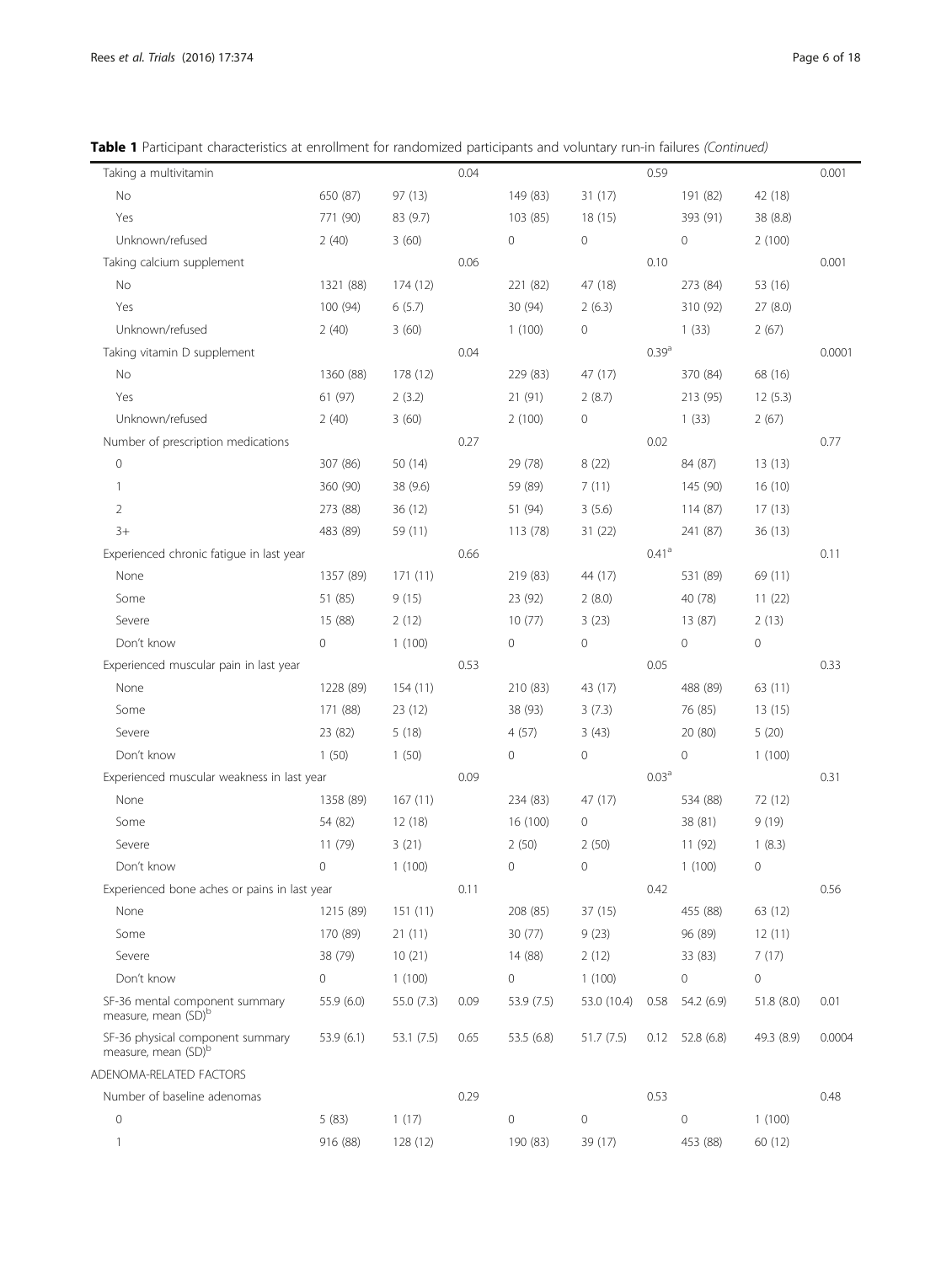**Table 1** Participant characteristics at enrollment for randomized participants and voluntary run-in failures *(Continued)*

| | | | | | | | | | |
|---|---|---|---|---|---|---|---|---|---|
| Taking a multivitamin | | | 0.04 | | | 0.59 | | | 0.001 |
| No | 650 (87) | 97 (13) | | 149 (83) | 31 (17) | | 191 (82) | 42 (18) | |
| Yes | 771 (90) | 83 (9.7) | | 103 (85) | 18 (15) | | 393 (91) | 38 (8.8) | |
| Unknown/refused | 2 (40) | 3 (60) | | 0 | 0 | | 0 | 2 (100) | |
| Taking calcium supplement | | | 0.06 | | | 0.10 | | | 0.001 |
| No | 1321 (88) | 174 (12) | | 221 (82) | 47 (18) | | 273 (84) | 53 (16) | |
| Yes | 100 (94) | 6 (5.7) | | 30 (94) | 2 (6.3) | | 310 (92) | 27 (8.0) | |
| Unknown/refused | 2 (40) | 3 (60) | | 1 (100) | 0 | | 1 (33) | 2 (67) | |
| Taking vitamin D supplement | | | 0.04 | | | 0.39[a] | | | 0.0001 |
| No | 1360 (88) | 178 (12) | | 229 (83) | 47 (17) | | 370 (84) | 68 (16) | |
| Yes | 61 (97) | 2 (3.2) | | 21 (91) | 2 (8.7) | | 213 (95) | 12 (5.3) | |
| Unknown/refused | 2 (40) | 3 (60) | | 2 (100) | 0 | | 1 (33) | 2 (67) | |
| Number of prescription medications | | | 0.27 | | | 0.02 | | | 0.77 |
| 0 | 307 (86) | 50 (14) | | 29 (78) | 8 (22) | | 84 (87) | 13 (13) | |
| 1 | 360 (90) | 38 (9.6) | | 59 (89) | 7 (11) | | 145 (90) | 16 (10) | |
| 2 | 273 (88) | 36 (12) | | 51 (94) | 3 (5.6) | | 114 (87) | 17 (13) | |
| 3+ | 483 (89) | 59 (11) | | 113 (78) | 31 (22) | | 241 (87) | 36 (13) | |
| Experienced chronic fatigue in last year | | | 0.66 | | | 0.41[a] | | | 0.11 |
| None | 1357 (89) | 171 (11) | | 219 (83) | 44 (17) | | 531 (89) | 69 (11) | |
| Some | 51 (85) | 9 (15) | | 23 (92) | 2 (8.0) | | 40 (78) | 11 (22) | |
| Severe | 15 (88) | 2 (12) | | 10 (77) | 3 (23) | | 13 (87) | 2 (13) | |
| Don't know | 0 | 1 (100) | | 0 | 0 | | 0 | 0 | |
| Experienced muscular pain in last year | | | 0.53 | | | 0.05 | | | 0.33 |
| None | 1228 (89) | 154 (11) | | 210 (83) | 43 (17) | | 488 (89) | 63 (11) | |
| Some | 171 (88) | 23 (12) | | 38 (93) | 3 (7.3) | | 76 (85) | 13 (15) | |
| Severe | 23 (82) | 5 (18) | | 4 (57) | 3 (43) | | 20 (80) | 5 (20) | |
| Don't know | 1 (50) | 1 (50) | | 0 | 0 | | 0 | 1 (100) | |
| Experienced muscular weakness in last year | | | 0.09 | | | 0.03[a] | | | 0.31 |
| None | 1358 (89) | 167 (11) | | 234 (83) | 47 (17) | | 534 (88) | 72 (12) | |
| Some | 54 (82) | 12 (18) | | 16 (100) | 0 | | 38 (81) | 9 (19) | |
| Severe | 11 (79) | 3 (21) | | 2 (50) | 2 (50) | | 11 (92) | 1 (8.3) | |
| Don't know | 0 | 1 (100) | | 0 | 0 | | 1 (100) | 0 | |
| Experienced bone aches or pains in last year | | | 0.11 | | | 0.42 | | | 0.56 |
| None | 1215 (89) | 151 (11) | | 208 (85) | 37 (15) | | 455 (88) | 63 (12) | |
| Some | 170 (89) | 21 (11) | | 30 (77) | 9 (23) | | 96 (89) | 12 (11) | |
| Severe | 38 (79) | 10 (21) | | 14 (88) | 2 (12) | | 33 (83) | 7 (17) | |
| Don't know | 0 | 1 (100) | | 0 | 1 (100) | | 0 | 0 | |
| SF-36 mental component summary measure, mean (SD)[b] | 55.9 (6.0) | 55.0 (7.3) | 0.09 | 53.9 (7.5) | 53.0 (10.4) | 0.58 | 54.2 (6.9) | 51.8 (8.0) | 0.01 |
| SF-36 physical component summary measure, mean (SD)[b] | 53.9 (6.1) | 53.1 (7.5) | 0.65 | 53.5 (6.8) | 51.7 (7.5) | 0.12 | 52.8 (6.8) | 49.3 (8.9) | 0.0004 |
| ADENOMA-RELATED FACTORS | | | | | | | | | |
| Number of baseline adenomas | | | 0.29 | | | 0.53 | | | 0.48 |
| 0 | 5 (83) | 1 (17) | | 0 | 0 | | 0 | 1 (100) | |
| 1 | 916 (88) | 128 (12) | | 190 (83) | 39 (17) | | 453 (88) | 60 (12) | |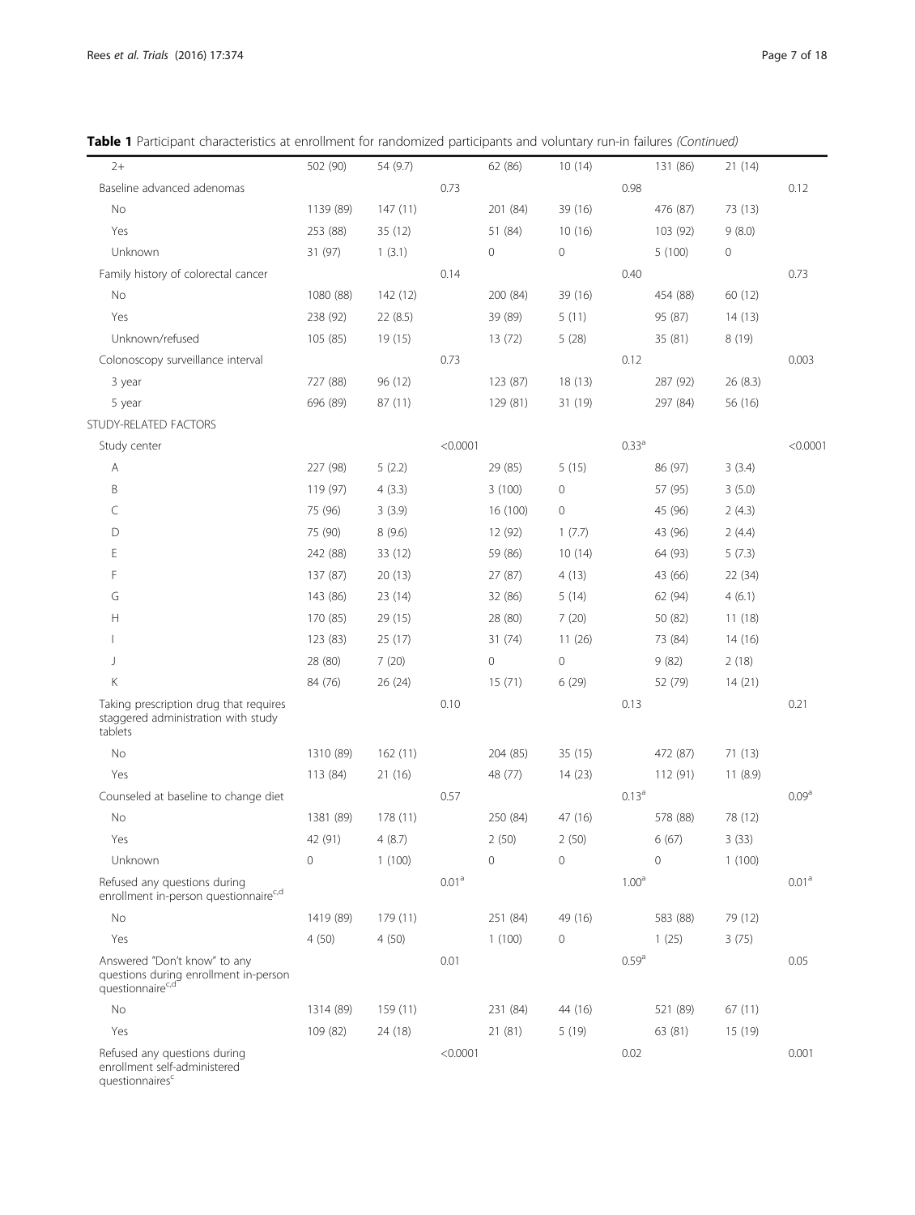**Table 1** Participant characteristics at enrollment for randomized participants and voluntary run-in failures *(Continued)*

| | | | | | | | | | |
|---|---|---|---|---|---|---|---|---|---|
| 2+ | 502 (90) | 54 (9.7) | | 62 (86) | 10 (14) | | 131 (86) | 21 (14) | |
| Baseline advanced adenomas | | | 0.73 | | | 0.98 | | | 0.12 |
| No | 1139 (89) | 147 (11) | | 201 (84) | 39 (16) | | 476 (87) | 73 (13) | |
| Yes | 253 (88) | 35 (12) | | 51 (84) | 10 (16) | | 103 (92) | 9 (8.0) | |
| Unknown | 31 (97) | 1 (3.1) | | 0 | 0 | | 5 (100) | 0 | |
| Family history of colorectal cancer | | | 0.14 | | | 0.40 | | | 0.73 |
| No | 1080 (88) | 142 (12) | | 200 (84) | 39 (16) | | 454 (88) | 60 (12) | |
| Yes | 238 (92) | 22 (8.5) | | 39 (89) | 5 (11) | | 95 (87) | 14 (13) | |
| Unknown/refused | 105 (85) | 19 (15) | | 13 (72) | 5 (28) | | 35 (81) | 8 (19) | |
| Colonoscopy surveillance interval | | | 0.73 | | | 0.12 | | | 0.003 |
| 3 year | 727 (88) | 96 (12) | | 123 (87) | 18 (13) | | 287 (92) | 26 (8.3) | |
| 5 year | 696 (89) | 87 (11) | | 129 (81) | 31 (19) | | 297 (84) | 56 (16) | |
| STUDY-RELATED FACTORS | | | | | | | | | |
| Study center | | | <0.0001 | | | 0.33[a] | | | <0.0001 |
| A | 227 (98) | 5 (2.2) | | 29 (85) | 5 (15) | | 86 (97) | 3 (3.4) | |
| B | 119 (97) | 4 (3.3) | | 3 (100) | 0 | | 57 (95) | 3 (5.0) | |
| C | 75 (96) | 3 (3.9) | | 16 (100) | 0 | | 45 (96) | 2 (4.3) | |
| D | 75 (90) | 8 (9.6) | | 12 (92) | 1 (7.7) | | 43 (96) | 2 (4.4) | |
| E | 242 (88) | 33 (12) | | 59 (86) | 10 (14) | | 64 (93) | 5 (7.3) | |
| F | 137 (87) | 20 (13) | | 27 (87) | 4 (13) | | 43 (66) | 22 (34) | |
| G | 143 (86) | 23 (14) | | 32 (86) | 5 (14) | | 62 (94) | 4 (6.1) | |
| H | 170 (85) | 29 (15) | | 28 (80) | 7 (20) | | 50 (82) | 11 (18) | |
| I | 123 (83) | 25 (17) | | 31 (74) | 11 (26) | | 73 (84) | 14 (16) | |
| J | 28 (80) | 7 (20) | | 0 | 0 | | 9 (82) | 2 (18) | |
| K | 84 (76) | 26 (24) | | 15 (71) | 6 (29) | | 52 (79) | 14 (21) | |
| Taking prescription drug that requires staggered administration with study tablets | | | 0.10 | | | 0.13 | | | 0.21 |
| No | 1310 (89) | 162 (11) | | 204 (85) | 35 (15) | | 472 (87) | 71 (13) | |
| Yes | 113 (84) | 21 (16) | | 48 (77) | 14 (23) | | 112 (91) | 11 (8.9) | |
| Counseled at baseline to change diet | | | 0.57 | | | 0.13[a] | | | 0.09[a] |
| No | 1381 (89) | 178 (11) | | 250 (84) | 47 (16) | | 578 (88) | 78 (12) | |
| Yes | 42 (91) | 4 (8.7) | | 2 (50) | 2 (50) | | 6 (67) | 3 (33) | |
| Unknown | 0 | 1 (100) | | 0 | 0 | | 0 | 1 (100) | |
| Refused any questions during enrollment in-person questionnaire[c,d] | | | 0.01[a] | | | 1.00[a] | | | 0.01[a] |
| No | 1419 (89) | 179 (11) | | 251 (84) | 49 (16) | | 583 (88) | 79 (12) | |
| Yes | 4 (50) | 4 (50) | | 1 (100) | 0 | | 1 (25) | 3 (75) | |
| Answered "Don't know" to any questions during enrollment in-person questionnaire[c,d] | | | 0.01 | | | 0.59[a] | | | 0.05 |
| No | 1314 (89) | 159 (11) | | 231 (84) | 44 (16) | | 521 (89) | 67 (11) | |
| Yes | 109 (82) | 24 (18) | | 21 (81) | 5 (19) | | 63 (81) | 15 (19) | |
| Refused any questions during enrollment self-administered questionnaires[c] | | | <0.0001 | | | 0.02 | | | 0.001 |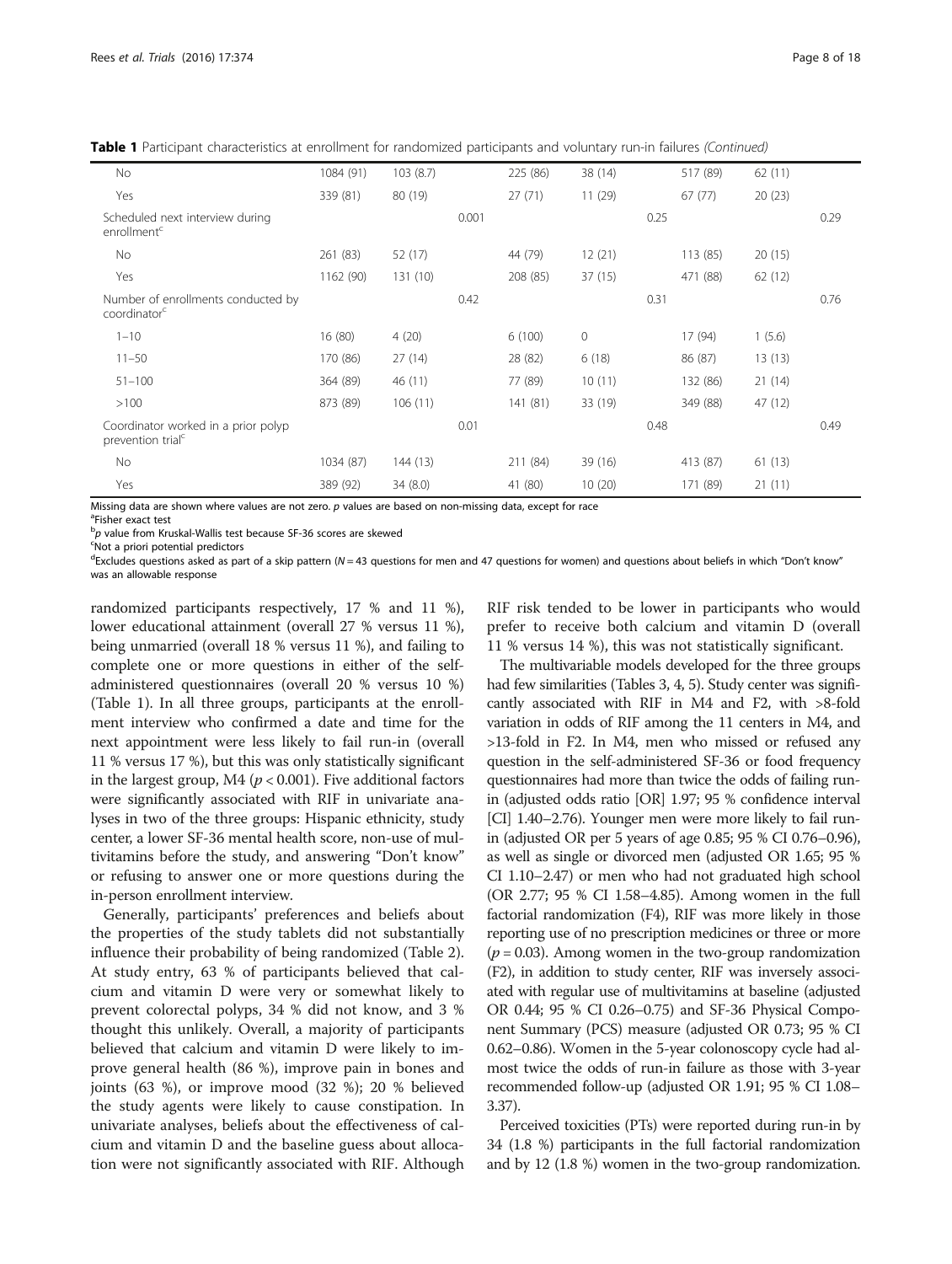**Table 1** Participant characteristics at enrollment for randomized participants and voluntary run-in failures *(Continued)*

| | | | | | | | | | |
|---|---|---|---|---|---|---|---|---|---|
| No | 1084 (91) | 103 (8.7) | | 225 (86) | 38 (14) | | 517 (89) | 62 (11) | |
| Yes | 339 (81) | 80 (19) | | 27 (71) | 11 (29) | | 67 (77) | 20 (23) | |
| Scheduled next interview during enrollment[c] | | | 0.001 | | | 0.25 | | | 0.29 |
| No | 261 (83) | 52 (17) | | 44 (79) | 12 (21) | | 113 (85) | 20 (15) | |
| Yes | 1162 (90) | 131 (10) | | 208 (85) | 37 (15) | | 471 (88) | 62 (12) | |
| Number of enrollments conducted by coordinator[c] | | | 0.42 | | | 0.31 | | | 0.76 |
| 1–10 | 16 (80) | 4 (20) | | 6 (100) | 0 | | 17 (94) | 1 (5.6) | |
| 11–50 | 170 (86) | 27 (14) | | 28 (82) | 6 (18) | | 86 (87) | 13 (13) | |
| 51–100 | 364 (89) | 46 (11) | | 77 (89) | 10 (11) | | 132 (86) | 21 (14) | |
| >100 | 873 (89) | 106 (11) | | 141 (81) | 33 (19) | | 349 (88) | 47 (12) | |
| Coordinator worked in a prior polyp prevention trial[c] | | | 0.01 | | | 0.48 | | | 0.49 |
| No | 1034 (87) | 144 (13) | | 211 (84) | 39 (16) | | 413 (87) | 61 (13) | |
| Yes | 389 (92) | 34 (8.0) | | 41 (80) | 10 (20) | | 171 (89) | 21 (11) | |

Missing data are shown where values are not zero. *p* values are based on non-missing data, except for race
[a]Fisher exact test
[b]*p* value from Kruskal-Wallis test because SF-36 scores are skewed
[c]Not a priori potential predictors
[d]Excludes questions asked as part of a skip pattern (*N* = 43 questions for men and 47 questions for women) and questions about beliefs in which "Don't know" was an allowable response

randomized participants respectively, 17 % and 11 %), lower educational attainment (overall 27 % versus 11 %), being unmarried (overall 18 % versus 11 %), and failing to complete one or more questions in either of the self-administered questionnaires (overall 20 % versus 10 %) (Table 1). In all three groups, participants at the enrollment interview who confirmed a date and time for the next appointment were less likely to fail run-in (overall 11 % versus 17 %), but this was only statistically significant in the largest group, M4 ($p < 0.001$). Five additional factors were significantly associated with RIF in univariate analyses in two of the three groups: Hispanic ethnicity, study center, a lower SF-36 mental health score, non-use of multivitamins before the study, and answering "Don't know" or refusing to answer one or more questions during the in-person enrollment interview.

Generally, participants' preferences and beliefs about the properties of the study tablets did not substantially influence their probability of being randomized (Table 2). At study entry, 63 % of participants believed that calcium and vitamin D were very or somewhat likely to prevent colorectal polyps, 34 % did not know, and 3 % thought this unlikely. Overall, a majority of participants believed that calcium and vitamin D were likely to improve general health (86 %), improve pain in bones and joints (63 %), or improve mood (32 %); 20 % believed the study agents were likely to cause constipation. In univariate analyses, beliefs about the effectiveness of calcium and vitamin D and the baseline guess about allocation were not significantly associated with RIF. Although RIF risk tended to be lower in participants who would prefer to receive both calcium and vitamin D (overall 11 % versus 14 %), this was not statistically significant.

The multivariable models developed for the three groups had few similarities (Tables 3, 4, 5). Study center was significantly associated with RIF in M4 and F2, with >8-fold variation in odds of RIF among the 11 centers in M4, and >13-fold in F2. In M4, men who missed or refused any question in the self-administered SF-36 or food frequency questionnaires had more than twice the odds of failing run-in (adjusted odds ratio [OR] 1.97; 95 % confidence interval [CI] 1.40–2.76). Younger men were more likely to fail run-in (adjusted OR per 5 years of age 0.85; 95 % CI 0.76–0.96), as well as single or divorced men (adjusted OR 1.65; 95 % CI 1.10–2.47) or men who had not graduated high school (OR 2.77; 95 % CI 1.58–4.85). Among women in the full factorial randomization (F4), RIF was more likely in those reporting use of no prescription medicines or three or more ($p = 0.03$). Among women in the two-group randomization (F2), in addition to study center, RIF was inversely associated with regular use of multivitamins at baseline (adjusted OR 0.44; 95 % CI 0.26–0.75) and SF-36 Physical Component Summary (PCS) measure (adjusted OR 0.73; 95 % CI 0.62–0.86). Women in the 5-year colonoscopy cycle had almost twice the odds of run-in failure as those with 3-year recommended follow-up (adjusted OR 1.91; 95 % CI 1.08–3.37).

Perceived toxicities (PTs) were reported during run-in by 34 (1.8 %) participants in the full factorial randomization and by 12 (1.8 %) women in the two-group randomization.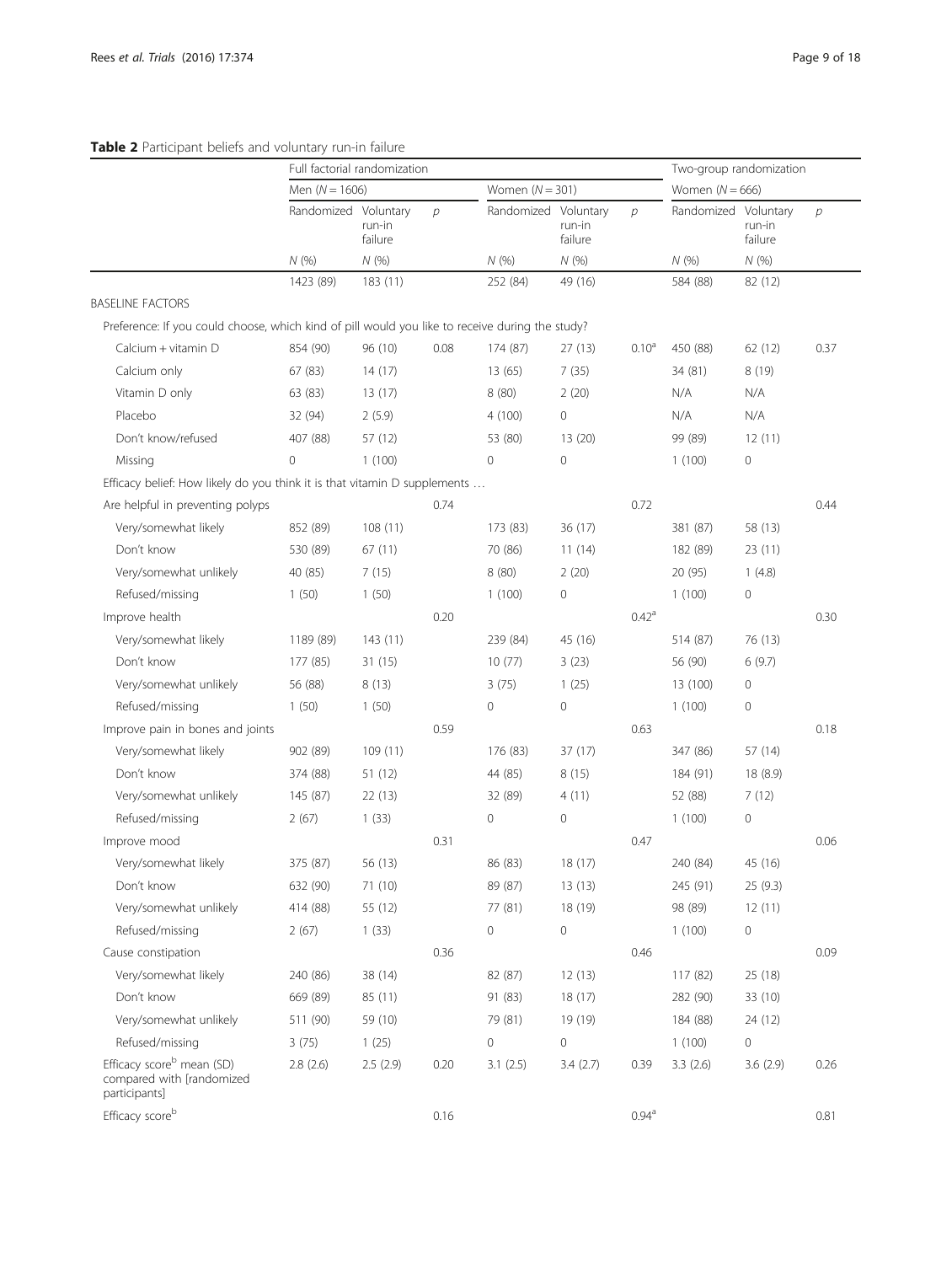**Table 2** Participant beliefs and voluntary run-in failure

| | Full factorial randomization | | | | | | Two-group randomization | | |
|---|---|---|---|---|---|---|---|---|---|
| | Men (N = 1606) | | | Women (N = 301) | | | Women (N = 666) | | |
| | Randomized | Voluntary run-in failure | p | Randomized | Voluntary run-in failure | p | Randomized | Voluntary run-in failure | p |
| | N (%) | N (%) | | N (%) | N (%) | | N (%) | N (%) | |
| | 1423 (89) | 183 (11) | | 252 (84) | 49 (16) | | 584 (88) | 82 (12) | |
| BASELINE FACTORS | | | | | | | | | |
| Preference: If you could choose, which kind of pill would you like to receive during the study? | | | | | | | | | |
| Calcium + vitamin D | 854 (90) | 96 (10) | 0.08 | 174 (87) | 27 (13) | 0.10[a] | 450 (88) | 62 (12) | 0.37 |
| Calcium only | 67 (83) | 14 (17) | | 13 (65) | 7 (35) | | 34 (81) | 8 (19) | |
| Vitamin D only | 63 (83) | 13 (17) | | 8 (80) | 2 (20) | | N/A | N/A | |
| Placebo | 32 (94) | 2 (5.9) | | 4 (100) | 0 | | N/A | N/A | |
| Don't know/refused | 407 (88) | 57 (12) | | 53 (80) | 13 (20) | | 99 (89) | 12 (11) | |
| Missing | 0 | 1 (100) | | 0 | 0 | | 1 (100) | 0 | |
| Efficacy belief: How likely do you think it is that vitamin D supplements … | | | | | | | | | |
| Are helpful in preventing polyps | | | 0.74 | | | 0.72 | | | 0.44 |
| Very/somewhat likely | 852 (89) | 108 (11) | | 173 (83) | 36 (17) | | 381 (87) | 58 (13) | |
| Don't know | 530 (89) | 67 (11) | | 70 (86) | 11 (14) | | 182 (89) | 23 (11) | |
| Very/somewhat unlikely | 40 (85) | 7 (15) | | 8 (80) | 2 (20) | | 20 (95) | 1 (4.8) | |
| Refused/missing | 1 (50) | 1 (50) | | 1 (100) | 0 | | 1 (100) | 0 | |
| Improve health | | | 0.20 | | | 0.42[a] | | | 0.30 |
| Very/somewhat likely | 1189 (89) | 143 (11) | | 239 (84) | 45 (16) | | 514 (87) | 76 (13) | |
| Don't know | 177 (85) | 31 (15) | | 10 (77) | 3 (23) | | 56 (90) | 6 (9.7) | |
| Very/somewhat unlikely | 56 (88) | 8 (13) | | 3 (75) | 1 (25) | | 13 (100) | 0 | |
| Refused/missing | 1 (50) | 1 (50) | | 0 | 0 | | 1 (100) | 0 | |
| Improve pain in bones and joints | | | 0.59 | | | 0.63 | | | 0.18 |
| Very/somewhat likely | 902 (89) | 109 (11) | | 176 (83) | 37 (17) | | 347 (86) | 57 (14) | |
| Don't know | 374 (88) | 51 (12) | | 44 (85) | 8 (15) | | 184 (91) | 18 (8.9) | |
| Very/somewhat unlikely | 145 (87) | 22 (13) | | 32 (89) | 4 (11) | | 52 (88) | 7 (12) | |
| Refused/missing | 2 (67) | 1 (33) | | 0 | 0 | | 1 (100) | 0 | |
| Improve mood | | | 0.31 | | | 0.47 | | | 0.06 |
| Very/somewhat likely | 375 (87) | 56 (13) | | 86 (83) | 18 (17) | | 240 (84) | 45 (16) | |
| Don't know | 632 (90) | 71 (10) | | 89 (87) | 13 (13) | | 245 (91) | 25 (9.3) | |
| Very/somewhat unlikely | 414 (88) | 55 (12) | | 77 (81) | 18 (19) | | 98 (89) | 12 (11) | |
| Refused/missing | 2 (67) | 1 (33) | | 0 | 0 | | 1 (100) | 0 | |
| Cause constipation | | | 0.36 | | | 0.46 | | | 0.09 |
| Very/somewhat likely | 240 (86) | 38 (14) | | 82 (87) | 12 (13) | | 117 (82) | 25 (18) | |
| Don't know | 669 (89) | 85 (11) | | 91 (83) | 18 (17) | | 282 (90) | 33 (10) | |
| Very/somewhat unlikely | 511 (90) | 59 (10) | | 79 (81) | 19 (19) | | 184 (88) | 24 (12) | |
| Refused/missing | 3 (75) | 1 (25) | | 0 | 0 | | 1 (100) | 0 | |
| Efficacy score[b] mean (SD) compared with [randomized participants] | 2.8 (2.6) | 2.5 (2.9) | 0.20 | 3.1 (2.5) | 3.4 (2.7) | 0.39 | 3.3 (2.6) | 3.6 (2.9) | 0.26 |
| Efficacy score[b] | | | 0.16 | | | 0.94[a] | | | 0.81 |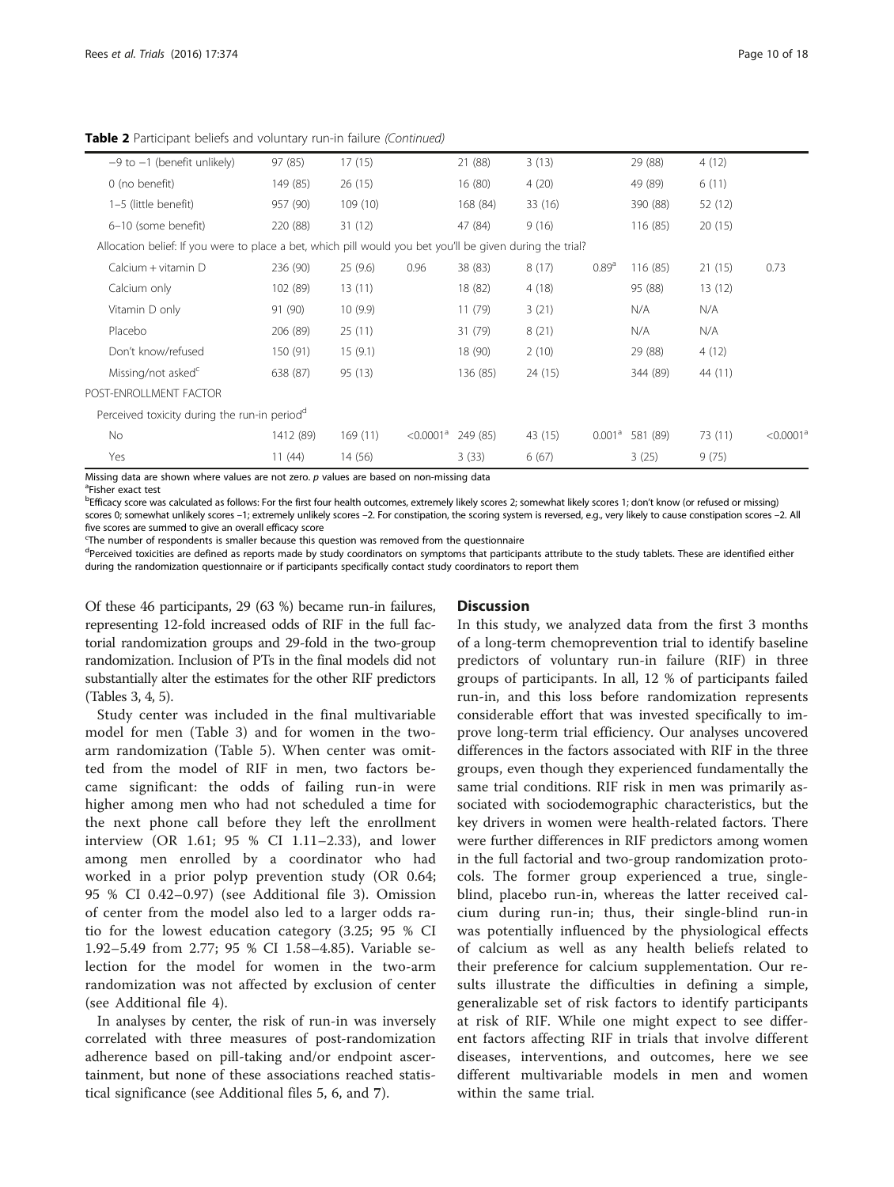**Table 2** Participant beliefs and voluntary run-in failure *(Continued)*

| | | | | | | | | | |
|---|---|---|---|---|---|---|---|---|---|
| −9 to −1 (benefit unlikely) | 97 (85) | 17 (15) | | 21 (88) | 3 (13) | | 29 (88) | 4 (12) | |
| 0 (no benefit) | 149 (85) | 26 (15) | | 16 (80) | 4 (20) | | 49 (89) | 6 (11) | |
| 1–5 (little benefit) | 957 (90) | 109 (10) | | 168 (84) | 33 (16) | | 390 (88) | 52 (12) | |
| 6–10 (some benefit) | 220 (88) | 31 (12) | | 47 (84) | 9 (16) | | 116 (85) | 20 (15) | |
| Allocation belief: If you were to place a bet, which pill would you bet you'll be given during the trial? | | | | | | | | | |
| Calcium + vitamin D | 236 (90) | 25 (9.6) | 0.96 | 38 (83) | 8 (17) | 0.89[a] | 116 (85) | 21 (15) | 0.73 |
| Calcium only | 102 (89) | 13 (11) | | 18 (82) | 4 (18) | | 95 (88) | 13 (12) | |
| Vitamin D only | 91 (90) | 10 (9.9) | | 11 (79) | 3 (21) | | N/A | N/A | |
| Placebo | 206 (89) | 25 (11) | | 31 (79) | 8 (21) | | N/A | N/A | |
| Don't know/refused | 150 (91) | 15 (9.1) | | 18 (90) | 2 (10) | | 29 (88) | 4 (12) | |
| Missing/not asked[c] | 638 (87) | 95 (13) | | 136 (85) | 24 (15) | | 344 (89) | 44 (11) | |
| POST-ENROLLMENT FACTOR | | | | | | | | | |
| Perceived toxicity during the run-in period[d] | | | | | | | | | |
| No | 1412 (89) | 169 (11) | <0.0001[a] | 249 (85) | 43 (15) | 0.001[a] | 581 (89) | 73 (11) | <0.0001[a] |
| Yes | 11 (44) | 14 (56) | | 3 (33) | 6 (67) | | 3 (25) | 9 (75) | |

Missing data are shown where values are not zero. *p* values are based on non-missing data

[a]Fisher exact test

[b]Efficacy score was calculated as follows: For the first four health outcomes, extremely likely scores 2; somewhat likely scores 1; don't know (or refused or missing) scores 0; somewhat unlikely scores −1; extremely unlikely scores −2. For constipation, the scoring system is reversed, e.g., very likely to cause constipation scores −2. All five scores are summed to give an overall efficacy score

[c]The number of respondents is smaller because this question was removed from the questionnaire

[d]Perceived toxicities are defined as reports made by study coordinators on symptoms that participants attribute to the study tablets. These are identified either during the randomization questionnaire or if participants specifically contact study coordinators to report them

Of these 46 participants, 29 (63 %) became run-in failures, representing 12-fold increased odds of RIF in the full factorial randomization groups and 29-fold in the two-group randomization. Inclusion of PTs in the final models did not substantially alter the estimates for the other RIF predictors (Tables 3, 4, 5).

Study center was included in the final multivariable model for men (Table 3) and for women in the two-arm randomization (Table 5). When center was omitted from the model of RIF in men, two factors became significant: the odds of failing run-in were higher among men who had not scheduled a time for the next phone call before they left the enrollment interview (OR 1.61; 95 % CI 1.11–2.33), and lower among men enrolled by a coordinator who had worked in a prior polyp prevention study (OR 0.64; 95 % CI 0.42–0.97) (see Additional file 3). Omission of center from the model also led to a larger odds ratio for the lowest education category (3.25; 95 % CI 1.92–5.49 from 2.77; 95 % CI 1.58–4.85). Variable selection for the model for women in the two-arm randomization was not affected by exclusion of center (see Additional file 4).

In analyses by center, the risk of run-in was inversely correlated with three measures of post-randomization adherence based on pill-taking and/or endpoint ascertainment, but none of these associations reached statistical significance (see Additional files 5, 6, and 7).

## Discussion

In this study, we analyzed data from the first 3 months of a long-term chemoprevention trial to identify baseline predictors of voluntary run-in failure (RIF) in three groups of participants. In all, 12 % of participants failed run-in, and this loss before randomization represents considerable effort that was invested specifically to improve long-term trial efficiency. Our analyses uncovered differences in the factors associated with RIF in the three groups, even though they experienced fundamentally the same trial conditions. RIF risk in men was primarily associated with sociodemographic characteristics, but the key drivers in women were health-related factors. There were further differences in RIF predictors among women in the full factorial and two-group randomization protocols. The former group experienced a true, single-blind, placebo run-in, whereas the latter received calcium during run-in; thus, their single-blind run-in was potentially influenced by the physiological effects of calcium as well as any health beliefs related to their preference for calcium supplementation. Our results illustrate the difficulties in defining a simple, generalizable set of risk factors to identify participants at risk of RIF. While one might expect to see different factors affecting RIF in trials that involve different diseases, interventions, and outcomes, here we see different multivariable models in men and women within the same trial.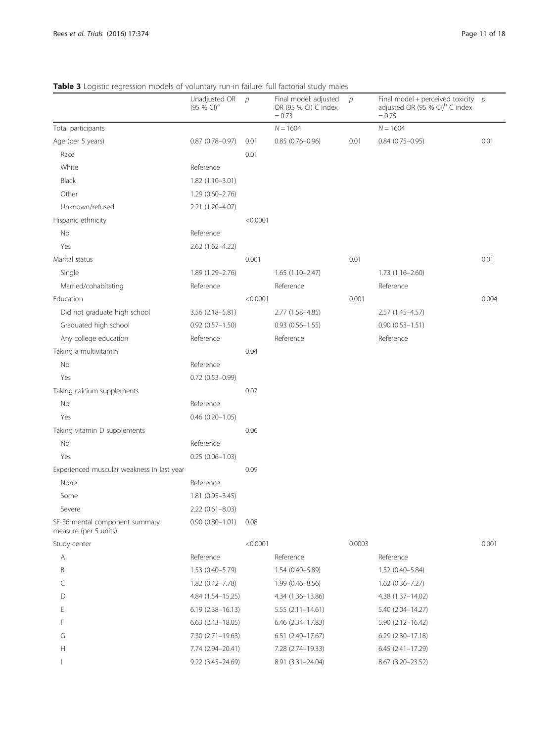**Table 3** Logistic regression models of voluntary run-in failure: full factorial study males

| | Unadjusted OR (95 % CI)[a] | p | Final model: adjusted OR (95 % CI) C index = 0.73 | p | Final model + perceived toxicity adjusted OR (95 % CI)[b] C index = 0.75 | p |
|---|---|---|---|---|---|---|
| Total participants | | | N = 1604 | | N = 1604 | |
| Age (per 5 years) | 0.87 (0.78–0.97) | 0.01 | 0.85 (0.76–0.96) | 0.01 | 0.84 (0.75–0.95) | 0.01 |
| Race | | 0.01 | | | | |
| White | Reference | | | | | |
| Black | 1.82 (1.10–3.01) | | | | | |
| Other | 1.29 (0.60–2.76) | | | | | |
| Unknown/refused | 2.21 (1.20–4.07) | | | | | |
| Hispanic ethnicity | | <0.0001 | | | | |
| No | Reference | | | | | |
| Yes | 2.62 (1.62–4.22) | | | | | |
| Marital status | | 0.001 | | 0.01 | | 0.01 |
| Single | 1.89 (1.29–2.76) | | 1.65 (1.10–2.47) | | 1.73 (1.16–2.60) | |
| Married/cohabitating | Reference | | Reference | | Reference | |
| Education | | <0.0001 | | 0.001 | | 0.004 |
| Did not graduate high school | 3.56 (2.18–5.81) | | 2.77 (1.58–4.85) | | 2.57 (1.45–4.57) | |
| Graduated high school | 0.92 (0.57–1.50) | | 0.93 (0.56–1.55) | | 0.90 (0.53–1.51) | |
| Any college education | Reference | | Reference | | Reference | |
| Taking a multivitamin | | 0.04 | | | | |
| No | Reference | | | | | |
| Yes | 0.72 (0.53–0.99) | | | | | |
| Taking calcium supplements | | 0.07 | | | | |
| No | Reference | | | | | |
| Yes | 0.46 (0.20–1.05) | | | | | |
| Taking vitamin D supplements | | 0.06 | | | | |
| No | Reference | | | | | |
| Yes | 0.25 (0.06–1.03) | | | | | |
| Experienced muscular weakness in last year | | 0.09 | | | | |
| None | Reference | | | | | |
| Some | 1.81 (0.95–3.45) | | | | | |
| Severe | 2.22 (0.61–8.03) | | | | | |
| SF-36 mental component summary measure (per 5 units) | 0.90 (0.80–1.01) | 0.08 | | | | |
| Study center | | <0.0001 | | 0.0003 | | 0.001 |
| A | Reference | | Reference | | Reference | |
| B | 1.53 (0.40–5.79) | | 1.54 (0.40–5.89) | | 1.52 (0.40–5.84) | |
| C | 1.82 (0.42–7.78) | | 1.99 (0.46–8.56) | | 1.62 (0.36–7.27) | |
| D | 4.84 (1.54–15.25) | | 4.34 (1.36–13.86) | | 4.38 (1.37–14.02) | |
| E | 6.19 (2.38–16.13) | | 5.55 (2.11–14.61) | | 5.40 (2.04–14.27) | |
| F | 6.63 (2.43–18.05) | | 6.46 (2.34–17.83) | | 5.90 (2.12–16.42) | |
| G | 7.30 (2.71–19.63) | | 6.51 (2.40–17.67) | | 6.29 (2.30–17.18) | |
| H | 7.74 (2.94–20.41) | | 7.28 (2.74–19.33) | | 6.45 (2.41–17.29) | |
| I | 9.22 (3.45–24.69) | | 8.91 (3.31–24.04) | | 8.67 (3.20–23.52) | |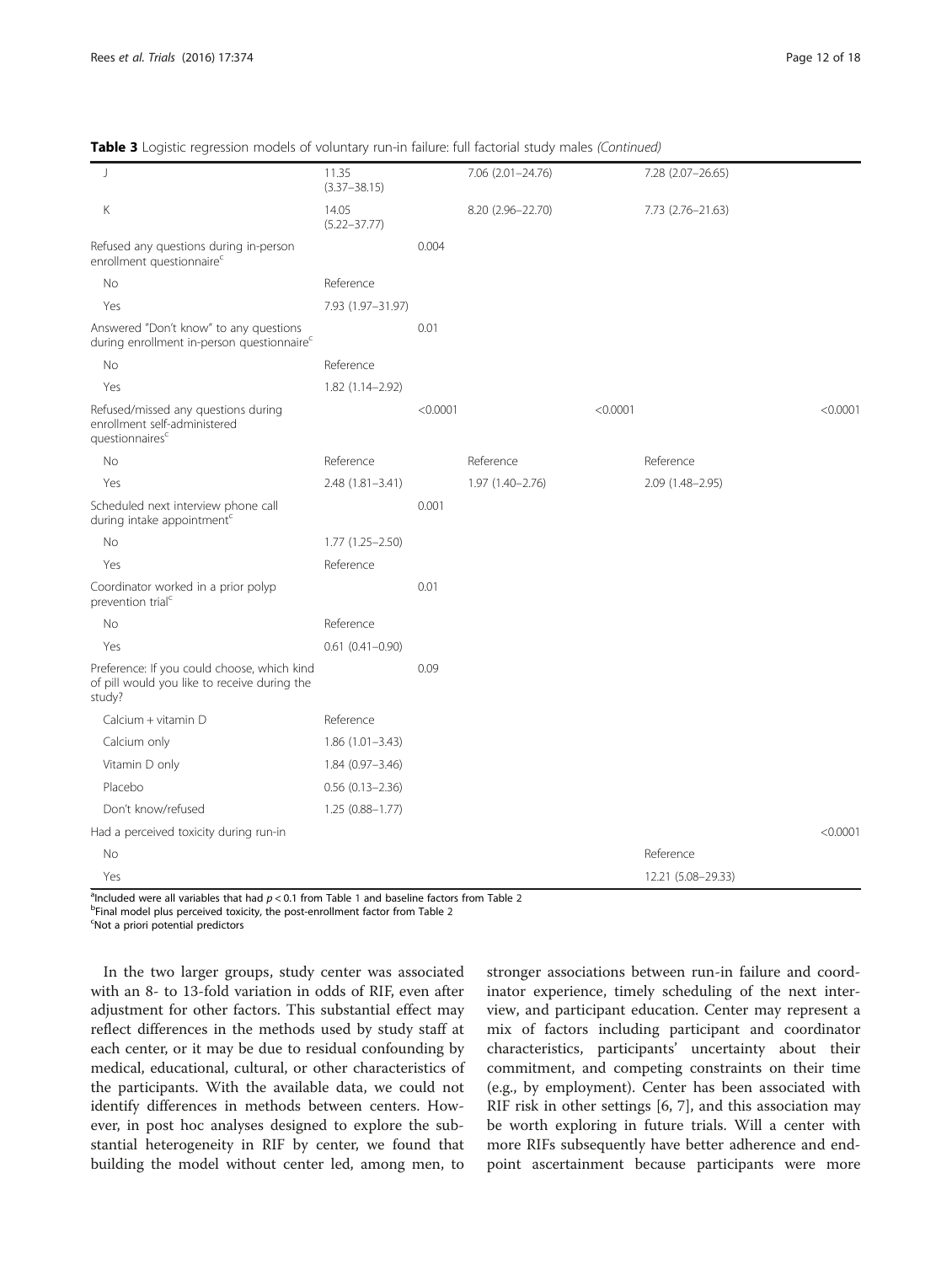**Table 3** Logistic regression models of voluntary run-in failure: full factorial study males *(Continued)*

| | | | | | | |
|---|---|---|---|---|---|---|
| J | 11.35 (3.37–38.15) | | 7.06 (2.01–24.76) | | 7.28 (2.07–26.65) | |
| K | 14.05 (5.22–37.77) | | 8.20 (2.96–22.70) | | 7.73 (2.76–21.63) | |
| Refused any questions during in-person enrollment questionnaire[c] | | 0.004 | | | | |
| No | Reference | | | | | |
| Yes | 7.93 (1.97–31.97) | | | | | |
| Answered "Don't know" to any questions during enrollment in-person questionnaire[c] | | 0.01 | | | | |
| No | Reference | | | | | |
| Yes | 1.82 (1.14–2.92) | | | | | |
| Refused/missed any questions during enrollment self-administered questionnaires[c] | | <0.0001 | | <0.0001 | | <0.0001 |
| No | Reference | | Reference | | Reference | |
| Yes | 2.48 (1.81–3.41) | | 1.97 (1.40–2.76) | | 2.09 (1.48–2.95) | |
| Scheduled next interview phone call during intake appointment[c] | | 0.001 | | | | |
| No | 1.77 (1.25–2.50) | | | | | |
| Yes | Reference | | | | | |
| Coordinator worked in a prior polyp prevention trial[c] | | 0.01 | | | | |
| No | Reference | | | | | |
| Yes | 0.61 (0.41–0.90) | | | | | |
| Preference: If you could choose, which kind of pill would you like to receive during the study? | | 0.09 | | | | |
| Calcium + vitamin D | Reference | | | | | |
| Calcium only | 1.86 (1.01–3.43) | | | | | |
| Vitamin D only | 1.84 (0.97–3.46) | | | | | |
| Placebo | 0.56 (0.13–2.36) | | | | | |
| Don't know/refused | 1.25 (0.88–1.77) | | | | | |
| Had a perceived toxicity during run-in | | | | | | <0.0001 |
| No | | | | | Reference | |
| Yes | | | | | 12.21 (5.08–29.33) | |

[a]Included were all variables that had $p < 0.1$ from Table 1 and baseline factors from Table 2

[b]Final model plus perceived toxicity, the post-enrollment factor from Table 2

[c]Not a priori potential predictors

In the two larger groups, study center was associated with an 8- to 13-fold variation in odds of RIF, even after adjustment for other factors. This substantial effect may reflect differences in the methods used by study staff at each center, or it may be due to residual confounding by medical, educational, cultural, or other characteristics of the participants. With the available data, we could not identify differences in methods between centers. However, in post hoc analyses designed to explore the substantial heterogeneity in RIF by center, we found that building the model without center led, among men, to stronger associations between run-in failure and coordinator experience, timely scheduling of the next interview, and participant education. Center may represent a mix of factors including participant and coordinator characteristics, participants' uncertainty about their commitment, and competing constraints on their time (e.g., by employment). Center has been associated with RIF risk in other settings [6, 7], and this association may be worth exploring in future trials. Will a center with more RIFs subsequently have better adherence and endpoint ascertainment because participants were more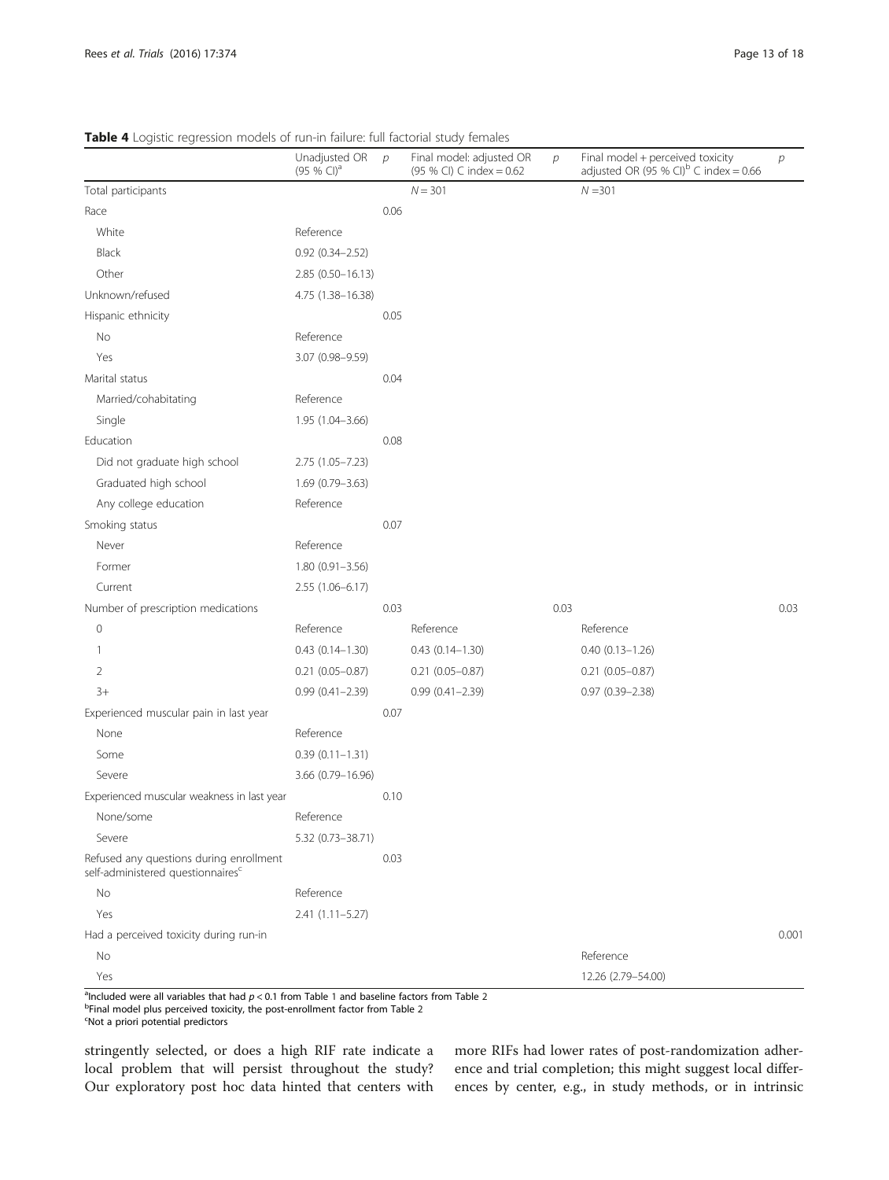**Table 4** Logistic regression models of run-in failure: full factorial study females

| | Unadjusted OR (95 % CI)[a] | *p* | Final model: adjusted OR (95 % CI) C index = 0.62 | *p* | Final model + perceived toxicity adjusted OR (95 % CI)[b] C index = 0.66 | *p* |
|---|---|---|---|---|---|---|
| Total participants | | | *N* = 301 | | *N* =301 | |
| Race | | 0.06 | | | | |
| White | Reference | | | | | |
| Black | 0.92 (0.34–2.52) | | | | | |
| Other | 2.85 (0.50–16.13) | | | | | |
| Unknown/refused | 4.75 (1.38–16.38) | | | | | |
| Hispanic ethnicity | | 0.05 | | | | |
| No | Reference | | | | | |
| Yes | 3.07 (0.98–9.59) | | | | | |
| Marital status | | 0.04 | | | | |
| Married/cohabitating | Reference | | | | | |
| Single | 1.95 (1.04–3.66) | | | | | |
| Education | | 0.08 | | | | |
| Did not graduate high school | 2.75 (1.05–7.23) | | | | | |
| Graduated high school | 1.69 (0.79–3.63) | | | | | |
| Any college education | Reference | | | | | |
| Smoking status | | 0.07 | | | | |
| Never | Reference | | | | | |
| Former | 1.80 (0.91–3.56) | | | | | |
| Current | 2.55 (1.06–6.17) | | | | | |
| Number of prescription medications | | 0.03 | | 0.03 | | 0.03 |
| 0 | Reference | | Reference | | Reference | |
| 1 | 0.43 (0.14–1.30) | | 0.43 (0.14–1.30) | | 0.40 (0.13–1.26) | |
| 2 | 0.21 (0.05–0.87) | | 0.21 (0.05–0.87) | | 0.21 (0.05–0.87) | |
| 3+ | 0.99 (0.41–2.39) | | 0.99 (0.41–2.39) | | 0.97 (0.39–2.38) | |
| Experienced muscular pain in last year | | 0.07 | | | | |
| None | Reference | | | | | |
| Some | 0.39 (0.11–1.31) | | | | | |
| Severe | 3.66 (0.79–16.96) | | | | | |
| Experienced muscular weakness in last year | | 0.10 | | | | |
| None/some | Reference | | | | | |
| Severe | 5.32 (0.73–38.71) | | | | | |
| Refused any questions during enrollment self-administered questionnaires[c] | | 0.03 | | | | |
| No | Reference | | | | | |
| Yes | 2.41 (1.11–5.27) | | | | | |
| Had a perceived toxicity during run-in | | | | | | 0.001 |
| No | | | | | Reference | |
| Yes | | | | | 12.26 (2.79–54.00) | |

[a]Included were all variables that had $p < 0.1$ from Table 1 and baseline factors from Table 2
[b]Final model plus perceived toxicity, the post-enrollment factor from Table 2
[c]Not a priori potential predictors

stringently selected, or does a high RIF rate indicate a local problem that will persist throughout the study? Our exploratory post hoc data hinted that centers with more RIFs had lower rates of post-randomization adherence and trial completion; this might suggest local differences by center, e.g., in study methods, or in intrinsic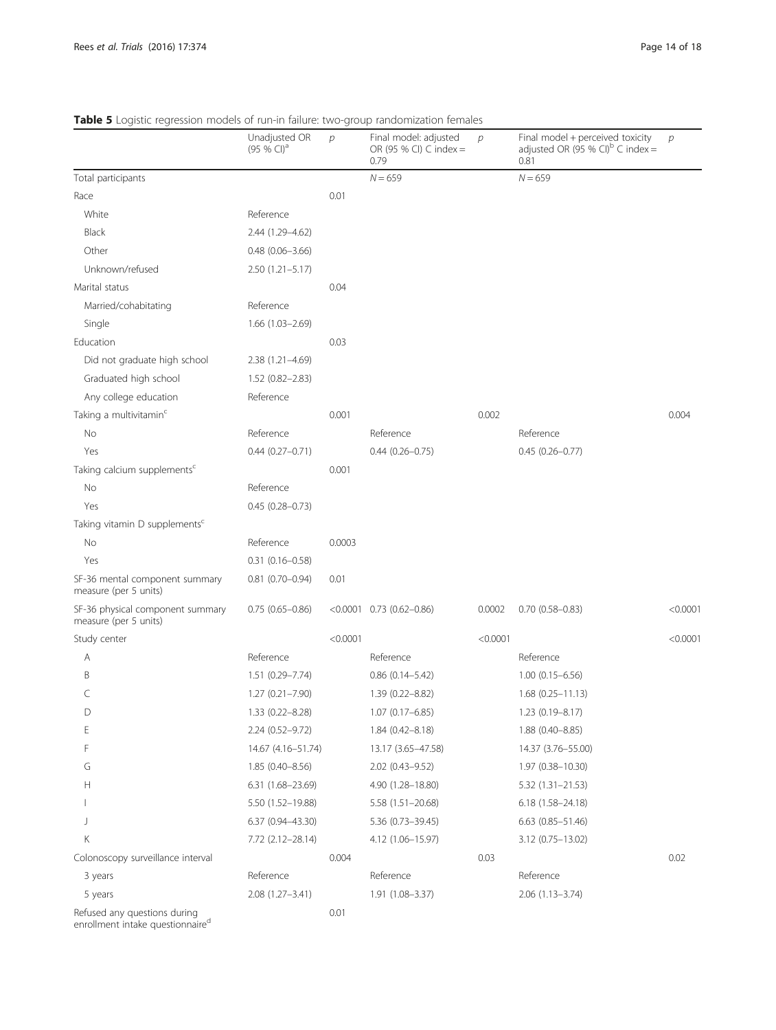**Table 5** Logistic regression models of run-in failure: two-group randomization females

| | Unadjusted OR (95 % CI)[a] | *p* | Final model: adjusted OR (95 % CI) C index = 0.79 | *p* | Final model + perceived toxicity adjusted OR (95 % CI)[b] C index = 0.81 | *p* |
|---|---|---|---|---|---|---|
| Total participants | | | $N = 659$ | | $N = 659$ | |
| Race | | 0.01 | | | | |
| White | Reference | | | | | |
| Black | 2.44 (1.29–4.62) | | | | | |
| Other | 0.48 (0.06–3.66) | | | | | |
| Unknown/refused | 2.50 (1.21–5.17) | | | | | |
| Marital status | | 0.04 | | | | |
| Married/cohabitating | Reference | | | | | |
| Single | 1.66 (1.03–2.69) | | | | | |
| Education | | 0.03 | | | | |
| Did not graduate high school | 2.38 (1.21–4.69) | | | | | |
| Graduated high school | 1.52 (0.82–2.83) | | | | | |
| Any college education | Reference | | | | | |
| Taking a multivitamin[c] | | 0.001 | | 0.002 | | 0.004 |
| No | Reference | | Reference | | Reference | |
| Yes | 0.44 (0.27–0.71) | | 0.44 (0.26–0.75) | | 0.45 (0.26–0.77) | |
| Taking calcium supplements[c] | | 0.001 | | | | |
| No | Reference | | | | | |
| Yes | 0.45 (0.28–0.73) | | | | | |
| Taking vitamin D supplements[c] | | | | | | |
| No | Reference | 0.0003 | | | | |
| Yes | 0.31 (0.16–0.58) | | | | | |
| SF-36 mental component summary measure (per 5 units) | 0.81 (0.70–0.94) | 0.01 | | | | |
| SF-36 physical component summary measure (per 5 units) | 0.75 (0.65–0.86) | <0.0001 | 0.73 (0.62–0.86) | 0.0002 | 0.70 (0.58–0.83) | <0.0001 |
| Study center | | <0.0001 | | <0.0001 | | <0.0001 |
| A | Reference | | Reference | | Reference | |
| B | 1.51 (0.29–7.74) | | 0.86 (0.14–5.42) | | 1.00 (0.15–6.56) | |
| C | 1.27 (0.21–7.90) | | 1.39 (0.22–8.82) | | 1.68 (0.25–11.13) | |
| D | 1.33 (0.22–8.28) | | 1.07 (0.17–6.85) | | 1.23 (0.19–8.17) | |
| E | 2.24 (0.52–9.72) | | 1.84 (0.42–8.18) | | 1.88 (0.40–8.85) | |
| F | 14.67 (4.16–51.74) | | 13.17 (3.65–47.58) | | 14.37 (3.76–55.00) | |
| G | 1.85 (0.40–8.56) | | 2.02 (0.43–9.52) | | 1.97 (0.38–10.30) | |
| H | 6.31 (1.68–23.69) | | 4.90 (1.28–18.80) | | 5.32 (1.31–21.53) | |
| I | 5.50 (1.52–19.88) | | 5.58 (1.51–20.68) | | 6.18 (1.58–24.18) | |
| J | 6.37 (0.94–43.30) | | 5.36 (0.73–39.45) | | 6.63 (0.85–51.46) | |
| K | 7.72 (2.12–28.14) | | 4.12 (1.06–15.97) | | 3.12 (0.75–13.02) | |
| Colonoscopy surveillance interval | | 0.004 | | 0.03 | | 0.02 |
| 3 years | Reference | | Reference | | Reference | |
| 5 years | 2.08 (1.27–3.41) | | 1.91 (1.08–3.37) | | 2.06 (1.13–3.74) | |
| Refused any questions during enrollment intake questionnaire[d] | | 0.01 | | | | |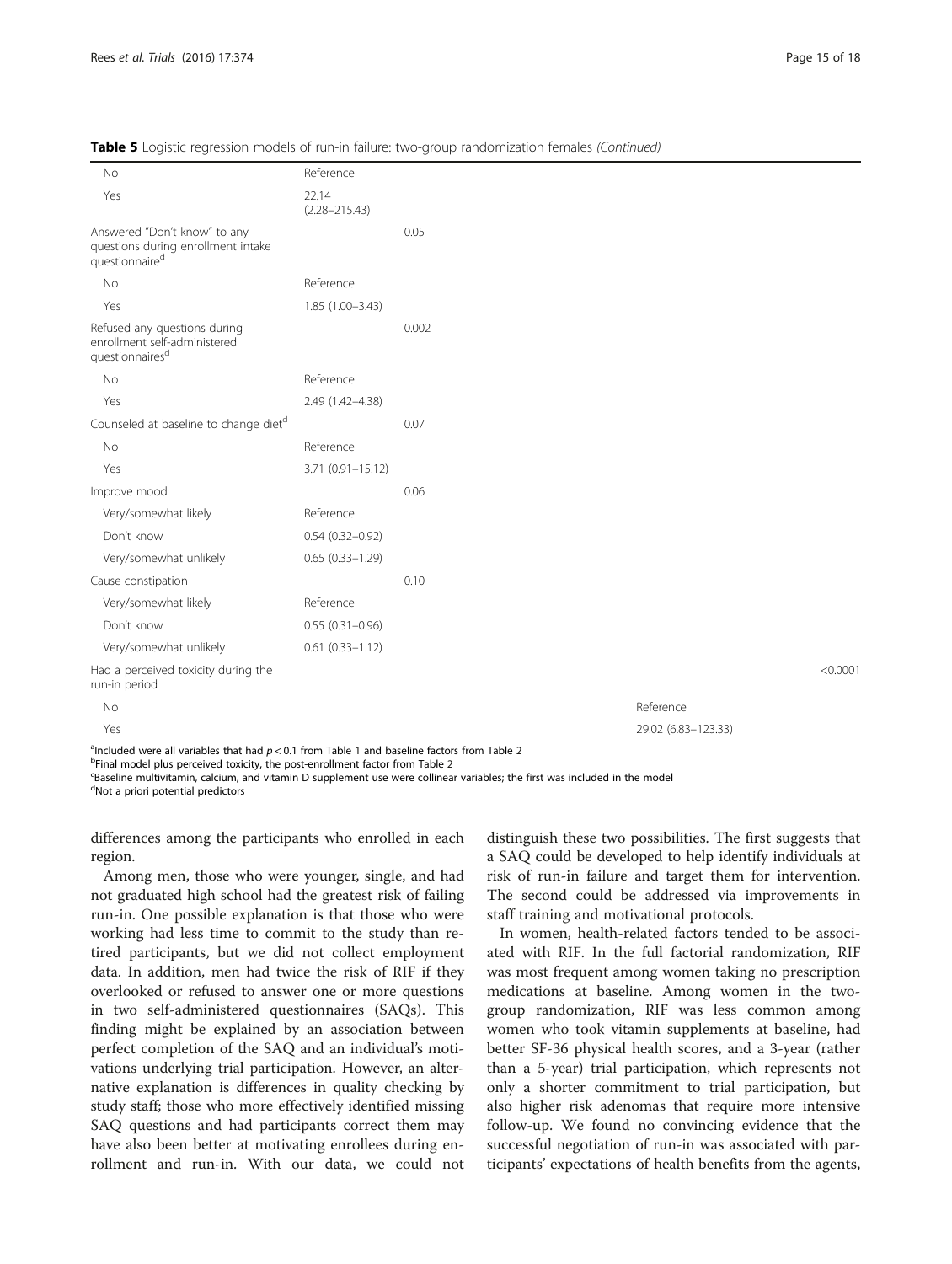**Table 5** Logistic regression models of run-in failure: two-group randomization females *(Continued)*

| | | | | |
|---|---|---|---|---|
| No | Reference | | | |
| Yes | 22.14 (2.28–215.43) | | | |
| Answered "Don't know" to any questions during enrollment intake questionnaire[d] | | 0.05 | | |
| No | Reference | | | |
| Yes | 1.85 (1.00–3.43) | | | |
| Refused any questions during enrollment self-administered questionnaires[d] | | 0.002 | | |
| No | Reference | | | |
| Yes | 2.49 (1.42–4.38) | | | |
| Counseled at baseline to change diet[d] | | 0.07 | | |
| No | Reference | | | |
| Yes | 3.71 (0.91–15.12) | | | |
| Improve mood | | 0.06 | | |
| Very/somewhat likely | Reference | | | |
| Don't know | 0.54 (0.32–0.92) | | | |
| Very/somewhat unlikely | 0.65 (0.33–1.29) | | | |
| Cause constipation | | 0.10 | | |
| Very/somewhat likely | Reference | | | |
| Don't know | 0.55 (0.31–0.96) | | | |
| Very/somewhat unlikely | 0.61 (0.33–1.12) | | | |
| Had a perceived toxicity during the run-in period | | | | <0.0001 |
| No | | | Reference | |
| Yes | | | 29.02 (6.83–123.33) | |

[a]Included were all variables that had $p < 0.1$ from Table 1 and baseline factors from Table 2

[b]Final model plus perceived toxicity, the post-enrollment factor from Table 2

[c]Baseline multivitamin, calcium, and vitamin D supplement use were collinear variables; the first was included in the model

[d]Not a priori potential predictors

differences among the participants who enrolled in each region.

Among men, those who were younger, single, and had not graduated high school had the greatest risk of failing run-in. One possible explanation is that those who were working had less time to commit to the study than retired participants, but we did not collect employment data. In addition, men had twice the risk of RIF if they overlooked or refused to answer one or more questions in two self-administered questionnaires (SAQs). This finding might be explained by an association between perfect completion of the SAQ and an individual's motivations underlying trial participation. However, an alternative explanation is differences in quality checking by study staff; those who more effectively identified missing SAQ questions and had participants correct them may have also been better at motivating enrollees during enrollment and run-in. With our data, we could not distinguish these two possibilities. The first suggests that a SAQ could be developed to help identify individuals at risk of run-in failure and target them for intervention. The second could be addressed via improvements in staff training and motivational protocols.

In women, health-related factors tended to be associated with RIF. In the full factorial randomization, RIF was most frequent among women taking no prescription medications at baseline. Among women in the two-group randomization, RIF was less common among women who took vitamin supplements at baseline, had better SF-36 physical health scores, and a 3-year (rather than a 5-year) trial participation, which represents not only a shorter commitment to trial participation, but also higher risk adenomas that require more intensive follow-up. We found no convincing evidence that the successful negotiation of run-in was associated with participants' expectations of health benefits from the agents,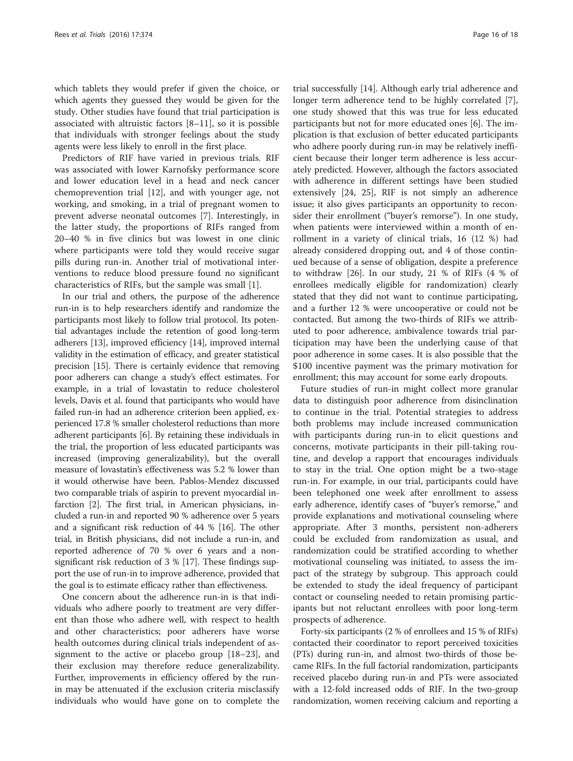which tablets they would prefer if given the choice, or which agents they guessed they would be given for the study. Other studies have found that trial participation is associated with altruistic factors [8–11], so it is possible that individuals with stronger feelings about the study agents were less likely to enroll in the first place.

Predictors of RIF have varied in previous trials. RIF was associated with lower Karnofsky performance score and lower education level in a head and neck cancer chemoprevention trial [12], and with younger age, not working, and smoking, in a trial of pregnant women to prevent adverse neonatal outcomes [7]. Interestingly, in the latter study, the proportions of RIFs ranged from 20–40 % in five clinics but was lowest in one clinic where participants were told they would receive sugar pills during run-in. Another trial of motivational interventions to reduce blood pressure found no significant characteristics of RIFs, but the sample was small [1].

In our trial and others, the purpose of the adherence run-in is to help researchers identify and randomize the participants most likely to follow trial protocol. Its potential advantages include the retention of good long-term adherers [13], improved efficiency [14], improved internal validity in the estimation of efficacy, and greater statistical precision [15]. There is certainly evidence that removing poor adherers can change a study's effect estimates. For example, in a trial of lovastatin to reduce cholesterol levels, Davis et al. found that participants who would have failed run-in had an adherence criterion been applied, experienced 17.8 % smaller cholesterol reductions than more adherent participants [6]. By retaining these individuals in the trial, the proportion of less educated participants was increased (improving generalizability), but the overall measure of lovastatin's effectiveness was 5.2 % lower than it would otherwise have been. Pablos-Mendez discussed two comparable trials of aspirin to prevent myocardial infarction [2]. The first trial, in American physicians, included a run-in and reported 90 % adherence over 5 years and a significant risk reduction of 44 % [16]. The other trial, in British physicians, did not include a run-in, and reported adherence of 70 % over 6 years and a non-significant risk reduction of 3 % [17]. These findings support the use of run-in to improve adherence, provided that the goal is to estimate efficacy rather than effectiveness.

One concern about the adherence run-in is that individuals who adhere poorly to treatment are very different than those who adhere well, with respect to health and other characteristics; poor adherers have worse health outcomes during clinical trials independent of assignment to the active or placebo group [18–23], and their exclusion may therefore reduce generalizability. Further, improvements in efficiency offered by the run-in may be attenuated if the exclusion criteria misclassify individuals who would have gone on to complete the trial successfully [14]. Although early trial adherence and longer term adherence tend to be highly correlated [7], one study showed that this was true for less educated participants but not for more educated ones [6]. The implication is that exclusion of better educated participants who adhere poorly during run-in may be relatively inefficient because their longer term adherence is less accurately predicted. However, although the factors associated with adherence in different settings have been studied extensively [24, 25], RIF is not simply an adherence issue; it also gives participants an opportunity to reconsider their enrollment ("buyer's remorse"). In one study, when patients were interviewed within a month of enrollment in a variety of clinical trials, 16 (12 %) had already considered dropping out, and 4 of those continued because of a sense of obligation, despite a preference to withdraw [26]. In our study, 21 % of RIFs (4 % of enrollees medically eligible for randomization) clearly stated that they did not want to continue participating, and a further 12 % were uncooperative or could not be contacted. But among the two-thirds of RIFs we attributed to poor adherence, ambivalence towards trial participation may have been the underlying cause of that poor adherence in some cases. It is also possible that the $100 incentive payment was the primary motivation for enrollment; this may account for some early dropouts.

Future studies of run-in might collect more granular data to distinguish poor adherence from disinclination to continue in the trial. Potential strategies to address both problems may include increased communication with participants during run-in to elicit questions and concerns, motivate participants in their pill-taking routine, and develop a rapport that encourages individuals to stay in the trial. One option might be a two-stage run-in. For example, in our trial, participants could have been telephoned one week after enrollment to assess early adherence, identify cases of "buyer's remorse," and provide explanations and motivational counseling where appropriate. After 3 months, persistent non-adherers could be excluded from randomization as usual, and randomization could be stratified according to whether motivational counseling was initiated, to assess the impact of the strategy by subgroup. This approach could be extended to study the ideal frequency of participant contact or counseling needed to retain promising participants but not reluctant enrollees with poor long-term prospects of adherence.

Forty-six participants (2 % of enrollees and 15 % of RIFs) contacted their coordinator to report perceived toxicities (PTs) during run-in, and almost two-thirds of those became RIFs. In the full factorial randomization, participants received placebo during run-in and PTs were associated with a 12-fold increased odds of RIF. In the two-group randomization, women receiving calcium and reporting a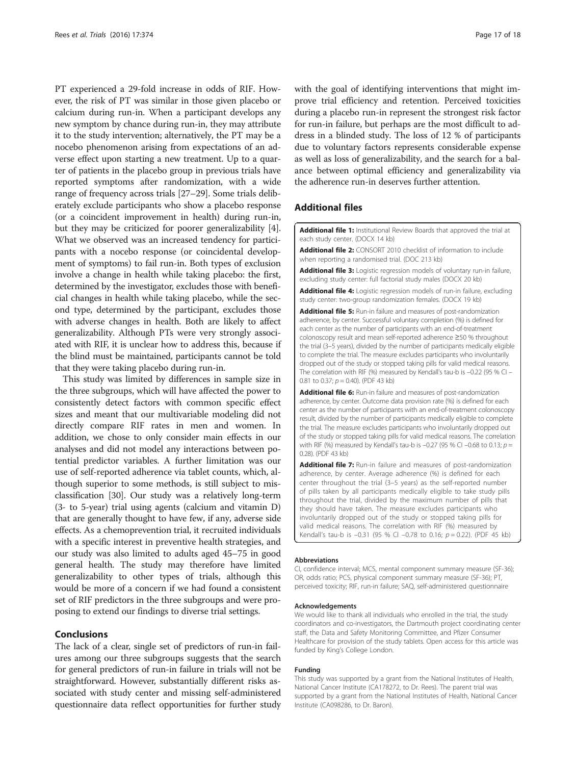PT experienced a 29-fold increase in odds of RIF. However, the risk of PT was similar in those given placebo or calcium during run-in. When a participant develops any new symptom by chance during run-in, they may attribute it to the study intervention; alternatively, the PT may be a nocebo phenomenon arising from expectations of an adverse effect upon starting a new treatment. Up to a quarter of patients in the placebo group in previous trials have reported symptoms after randomization, with a wide range of frequency across trials [27–29]. Some trials deliberately exclude participants who show a placebo response (or a coincident improvement in health) during run-in, but they may be criticized for poorer generalizability [4]. What we observed was an increased tendency for participants with a nocebo response (or coincidental development of symptoms) to fail run-in. Both types of exclusion involve a change in health while taking placebo: the first, determined by the investigator, excludes those with beneficial changes in health while taking placebo, while the second type, determined by the participant, excludes those with adverse changes in health. Both are likely to affect generalizability. Although PTs were very strongly associated with RIF, it is unclear how to address this, because if the blind must be maintained, participants cannot be told that they were taking placebo during run-in.

This study was limited by differences in sample size in the three subgroups, which will have affected the power to consistently detect factors with common specific effect sizes and meant that our multivariable modeling did not directly compare RIF rates in men and women. In addition, we chose to only consider main effects in our analyses and did not model any interactions between potential predictor variables. A further limitation was our use of self-reported adherence via tablet counts, which, although superior to some methods, is still subject to misclassification [30]. Our study was a relatively long-term (3- to 5-year) trial using agents (calcium and vitamin D) that are generally thought to have few, if any, adverse side effects. As a chemoprevention trial, it recruited individuals with a specific interest in preventive health strategies, and our study was also limited to adults aged 45–75 in good general health. The study may therefore have limited generalizability to other types of trials, although this would be more of a concern if we had found a consistent set of RIF predictors in the three subgroups and were proposing to extend our findings to diverse trial settings.

## Conclusions

The lack of a clear, single set of predictors of run-in failures among our three subgroups suggests that the search for general predictors of run-in failure in trials will not be straightforward. However, substantially different risks associated with study center and missing self-administered questionnaire data reflect opportunities for further study with the goal of identifying interventions that might improve trial efficiency and retention. Perceived toxicities during a placebo run-in represent the strongest risk factor for run-in failure, but perhaps are the most difficult to address in a blinded study. The loss of 12 % of participants due to voluntary factors represents considerable expense as well as loss of generalizability, and the search for a balance between optimal efficiency and generalizability via the adherence run-in deserves further attention.

## Additional files

**Additional file 1:** Institutional Review Boards that approved the trial at each study center. (DOCX 14 kb)

**Additional file 2:** CONSORT 2010 checklist of information to include when reporting a randomised trial. (DOC 213 kb)

**Additional file 3:** Logistic regression models of voluntary run-in failure, excluding study center: full factorial study males (DOCX 20 kb)

**Additional file 4:** Logistic regression models of run-in failure, excluding study center: two-group randomization females. (DOCX 19 kb)

**Additional file 5:** Run-in failure and measures of post-randomization adherence, by center. Successful voluntary completion (%) is defined for each center as the number of participants with an end-of-treatment colonoscopy result and mean self-reported adherence ≥50 % throughout the trial (3–5 years), divided by the number of participants medically eligible to complete the trial. The measure excludes participants who involuntarily dropped out of the study or stopped taking pills for valid medical reasons. The correlation with RIF (%) measured by Kendall's tau-b is –0.22 (95 % CI –0.81 to 0.37; $p = 0.40$). (PDF 43 kb)

**Additional file 6:** Run-in failure and measures of post-randomization adherence, by center. Outcome data provision rate (%) is defined for each center as the number of participants with an end-of-treatment colonoscopy result, divided by the number of participants medically eligible to complete the trial. The measure excludes participants who involuntarily dropped out of the study or stopped taking pills for valid medical reasons. The correlation with RIF (%) measured by Kendall's tau-b is –0.27 (95 % CI –0.68 to 0.13; $p = 0.28$). (PDF 43 kb)

**Additional file 7:** Run-in failure and measures of post-randomization adherence, by center. Average adherence (%) is defined for each center throughout the trial (3–5 years) as the self-reported number of pills taken by all participants medically eligible to take study pills throughout the trial, divided by the maximum number of pills that they should have taken. The measure excludes participants who involuntarily dropped out of the study or stopped taking pills for valid medical reasons. The correlation with RIF (%) measured by Kendall's tau-b is –0.31 (95 % CI –0.78 to 0.16; $p = 0.22$). (PDF 45 kb)

#### Abbreviations

CI, confidence interval; MCS, mental component summary measure (SF-36); OR, odds ratio; PCS, physical component summary measure (SF-36); PT, perceived toxicity; RIF, run-in failure; SAQ, self-administered questionnaire

#### Acknowledgements

We would like to thank all individuals who enrolled in the trial, the study coordinators and co-investigators, the Dartmouth project coordinating center staff, the Data and Safety Monitoring Committee, and Pfizer Consumer Healthcare for provision of the study tablets. Open access for this article was funded by King's College London.

#### Funding

This study was supported by a grant from the National Institutes of Health, National Cancer Institute (CA178272, to Dr. Rees). The parent trial was supported by a grant from the National Institutes of Health, National Cancer Institute (CA098286, to Dr. Baron).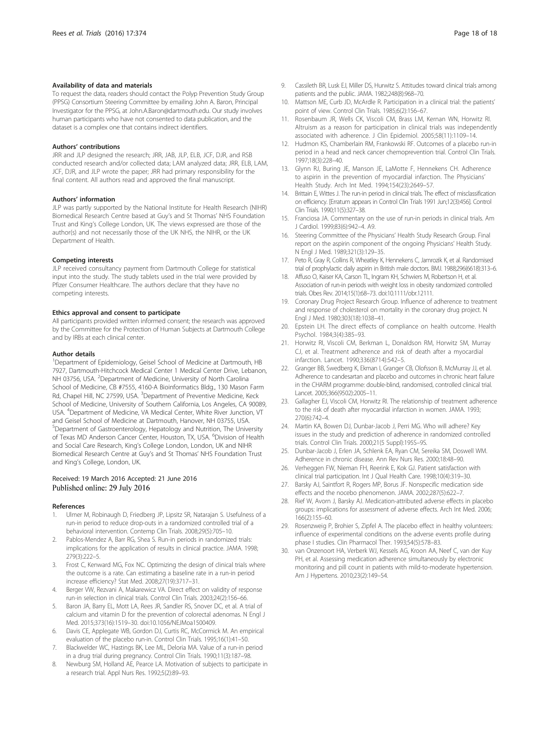#### Availability of data and materials

To request the data, readers should contact the Polyp Prevention Study Group (PPSG) Consortium Steering Committee by emailing John A. Baron, Principal Investigator for the PPSG, at John.A.Baron@dartmouth.edu. Our study involves human participants who have not consented to data publication, and the dataset is a complex one that contains indirect identifiers.

#### Authors' contributions

JRR and JLP designed the research; JRR, JAB, JLP, ELB, JCF, DJR, and RSB conducted research and/or collected data; LAM analyzed data; JRR, ELB, LAM, JCF, DJR, and JLP wrote the paper; JRR had primary responsibility for the final content. All authors read and approved the final manuscript.

#### Authors' information

JLP was partly supported by the National Institute for Health Research (NIHR) Biomedical Research Centre based at Guy's and St Thomas' NHS Foundation Trust and King's College London, UK. The views expressed are those of the author(s) and not necessarily those of the UK NHS, the NIHR, or the UK Department of Health.

#### Competing interests

JLP received consultancy payment from Dartmouth College for statistical input into the study. The study tablets used in the trial were provided by Pfizer Consumer Healthcare. The authors declare that they have no competing interests.

#### Ethics approval and consent to participate

All participants provided written informed consent; the research was approved by the Committee for the Protection of Human Subjects at Dartmouth College and by IRBs at each clinical center.

#### Author details

[1]Department of Epidemiology, Geisel School of Medicine at Dartmouth, HB 7927, Dartmouth-Hitchcock Medical Center 1 Medical Center Drive, Lebanon, NH 03756, USA. [2]Department of Medicine, University of North Carolina School of Medicine, CB #7555, 4160-A Bioinformatics Bldg., 130 Mason Farm Rd, Chapel Hill, NC 27599, USA. [3]Department of Preventive Medicine, Keck School of Medicine, University of Southern California, Los Angeles, CA 90089, USA. [4]Department of Medicine, VA Medical Center, White River Junction, VT and Geisel School of Medicine at Dartmouth, Hanover, NH 03755, USA. [5]Department of Gastroenterology, Hepatology and Nutrition, The University of Texas MD Anderson Cancer Center, Houston, TX, USA. [6]Division of Health and Social Care Research, King's College London, London, UK and NIHR Biomedical Research Centre at Guy's and St Thomas' NHS Foundation Trust and King's College, London, UK.

Received: 19 March 2016 Accepted: 21 June 2016
Published online: 29 July 2016

#### References

1. Ulmer M, Robinaugh D, Friedberg JP, Lipsitz SR, Natarajan S. Usefulness of a run-in period to reduce drop-outs in a randomized controlled trial of a behavioral intervention. Contemp Clin Trials. 2008;29(5):705–10.
2. Pablos-Mendez A, Barr RG, Shea S. Run-in periods in randomized trials: implications for the application of results in clinical practice. JAMA. 1998; 279(3):222–5.
3. Frost C, Kenward MG, Fox NC. Optimizing the design of clinical trials where the outcome is a rate. Can estimating a baseline rate in a run-in period increase efficiency? Stat Med. 2008;27(19):3717–31.
4. Berger VW, Rezvani A, Makarewicz VA. Direct effect on validity of response run-in selection in clinical trials. Control Clin Trials. 2003;24(2):156–66.
5. Baron JA, Barry EL, Mott LA, Rees JR, Sandler RS, Snover DC, et al. A trial of calcium and vitamin D for the prevention of colorectal adenomas. N Engl J Med. 2015;373(16):1519–30. doi:10.1056/NEJMoa1500409.
6. Davis CE, Applegate WB, Gordon DJ, Curtis RC, McCormick M. An empirical evaluation of the placebo run-in. Control Clin Trials. 1995;16(1):41–50.
7. Blackwelder WC, Hastings BK, Lee ML, Deloria MA. Value of a run-in period in a drug trial during pregnancy. Control Clin Trials. 1990;11(3):187–98.
8. Newburg SM, Holland AE, Pearce LA. Motivation of subjects to participate in a research trial. Appl Nurs Res. 1992;5(2):89–93.
9. Cassileth BR, Lusk EJ, Miller DS, Hurwitz S. Attitudes toward clinical trials among patients and the public. JAMA. 1982;248(8):968–70.
10. Mattson ME, Curb JD, McArdle R. Participation in a clinical trial: the patients' point of view. Control Clin Trials. 1985;6(2):156–67.
11. Rosenbaum JR, Wells CK, Viscoli CM, Brass LM, Kernan WN, Horwitz RI. Altruism as a reason for participation in clinical trials was independently associated with adherence. J Clin Epidemiol. 2005;58(11):1109–14.
12. Hudmon KS, Chamberlain RM, Frankowski RF. Outcomes of a placebo run-in period in a head and neck cancer chemoprevention trial. Control Clin Trials. 1997;18(3):228–40.
13. Glynn RJ, Buring JE, Manson JE, LaMotte F, Hennekens CH. Adherence to aspirin in the prevention of myocardial infarction. The Physicians' Health Study. Arch Int Med. 1994;154(23):2649–57.
14. Brittain E, Wittes J. The run-in period in clinical trials. The effect of misclassification on efficiency. [Erratum appears in Control Clin Trials 1991 Jun;12(3):456]. Control Clin Trials. 1990;11(5):327–38.
15. Franciosa JA. Commentary on the use of run-in periods in clinical trials. Am J Cardiol. 1999;83(6):942–4. A9.
16. Steering Committee of the Physicians' Health Study Research Group. Final report on the aspirin component of the ongoing Physicians' Health Study. N Engl J Med. 1989;321(3):129–35.
17. Peto R, Gray R, Collins R, Wheatley K, Hennekens C, Jamrozik K, et al. Randomised trial of prophylactic daily aspirin in British male doctors. BMJ. 1988;296(6618):313–6.
18. Affuso O, Kaiser KA, Carson TL, Ingram KH, Schwiers M, Robertson H, et al. Association of run-in periods with weight loss in obesity randomized controlled trials. Obes Rev. 2014;15(1):68–73. doi:10.1111/obr.12111.
19. Coronary Drug Project Research Group. Influence of adherence to treatment and response of cholesterol on mortality in the coronary drug project. N Engl J Med. 1980;303(18):1038–41.
20. Epstein LH. The direct effects of compliance on health outcome. Health Psychol. 1984;3(4):385–93.
21. Horwitz RI, Viscoli CM, Berkman L, Donaldson RM, Horwitz SM, Murray CJ, et al. Treatment adherence and risk of death after a myocardial infarction. Lancet. 1990;336(8714):542–5.
22. Granger BB, Swedberg K, Ekman I, Granger CB, Olofsson B, McMurray JJ, et al. Adherence to candesartan and placebo and outcomes in chronic heart failure in the CHARM programme: double-blind, randomised, controlled clinical trial. Lancet. 2005;366(9502):2005–11.
23. Gallagher EJ, Viscoli CM, Horwitz RI. The relationship of treatment adherence to the risk of death after myocardial infarction in women. JAMA. 1993; 270(6):742–4.
24. Martin KA, Bowen DJ, Dunbar-Jacob J, Perri MG. Who will adhere? Key issues in the study and prediction of adherence in randomized controlled trials. Control Clin Trials. 2000;21(5 Suppl):195S–9S.
25. Dunbar-Jacob J, Erlen JA, Schlenk EA, Ryan CM, Sereika SM, Doswell WM. Adherence in chronic disease. Ann Rev Nurs Res. 2000;18:48–90.
26. Verheggen FW, Nieman FH, Reerink E, Kok GJ. Patient satisfaction with clinical trial participation. Int J Qual Health Care. 1998;10(4):319–30.
27. Barsky AJ, Saintfort R, Rogers MP, Borus JF. Nonspecific medication side effects and the nocebo phenomenon. JAMA. 2002;287(5):622–7.
28. Rief W, Avorn J, Barsky AJ. Medication-attributed adverse effects in placebo groups: implications for assessment of adverse effects. Arch Int Med. 2006; 166(2):155–60.
29. Rosenzweig P, Brohier S, Zipfel A. The placebo effect in healthy volunteers: influence of experimental conditions on the adverse events profile during phase I studies. Clin Pharmacol Ther. 1993;54(5):578–83.
30. van Onzenoort HA, Verberk WJ, Kessels AG, Kroon AA, Neef C, van der Kuy PH, et al. Assessing medication adherence simultaneously by electronic monitoring and pill count in patients with mild-to-moderate hypertension. Am J Hypertens. 2010;23(2):149–54.